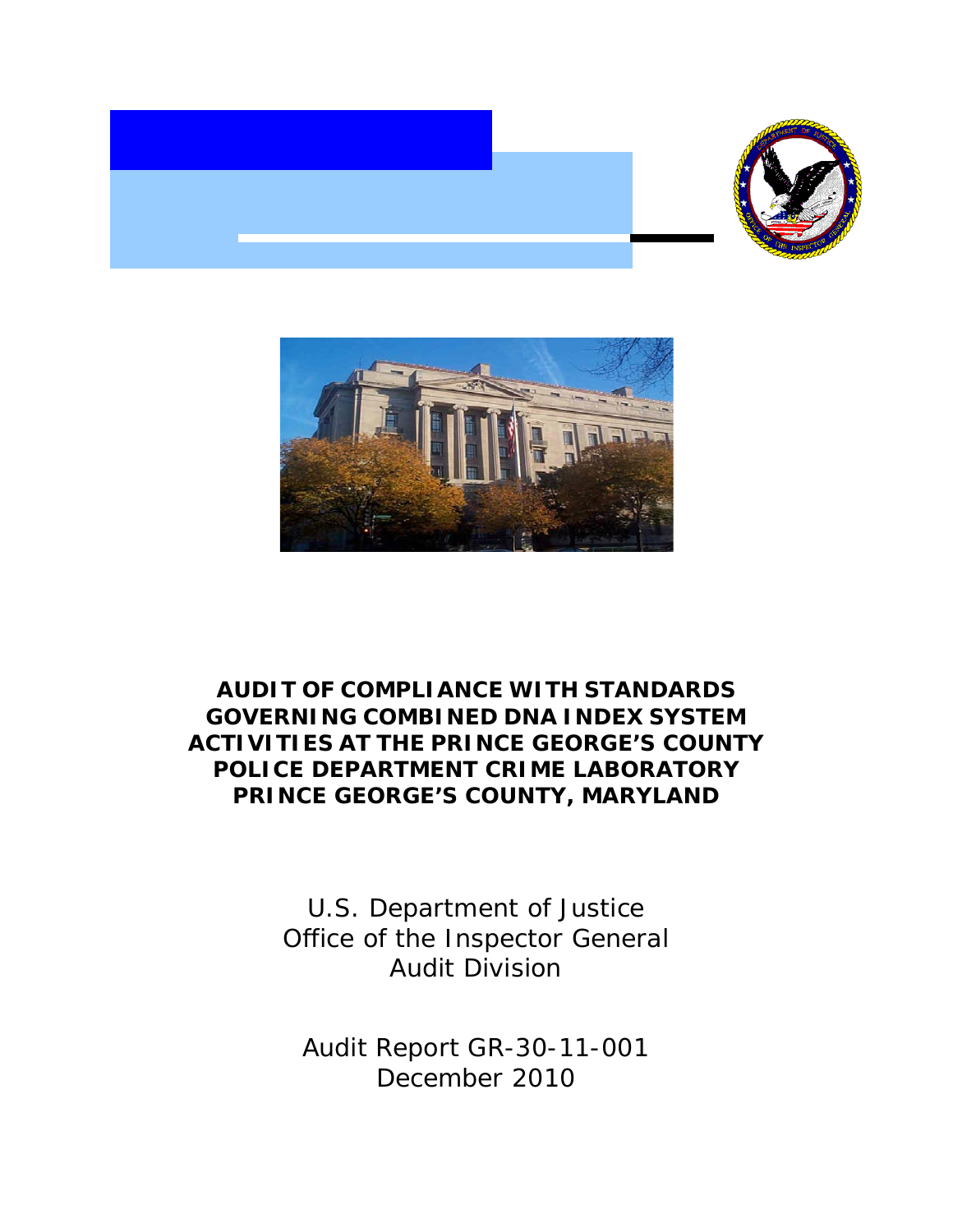# AUDIT OF COMPLIANCE WITH STANDARDS GOVERNING COMBINED DNA INDEX SYSTEM ACTIVITIES AT THE PRINCE GEORGE'S COUNTY POLICE DEPARTMENT CRIME LABORATORY PRINCE GEORGE'S COUNTY, MARYLAND

U.S. Department of Justice
Office of the Inspector General
Audit Division

Audit Report GR-30-11-001
December 2010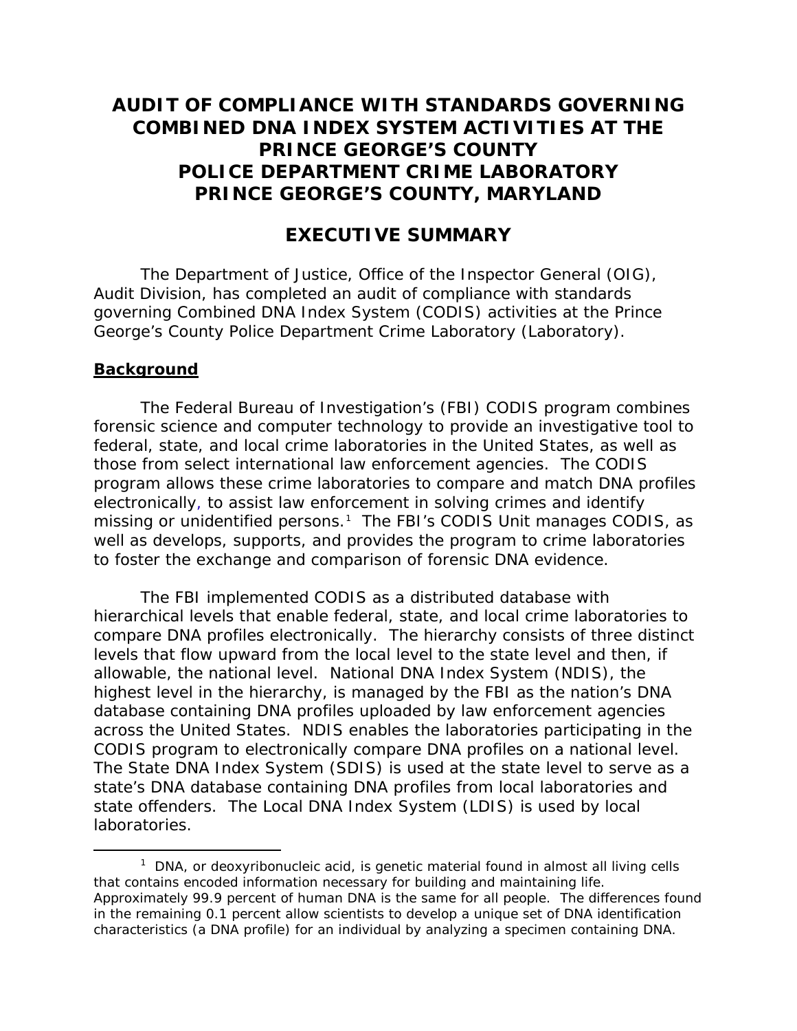# AUDIT OF COMPLIANCE WITH STANDARDS GOVERNING COMBINED DNA INDEX SYSTEM ACTIVITIES AT THE PRINCE GEORGE'S COUNTY POLICE DEPARTMENT CRIME LABORATORY PRINCE GEORGE'S COUNTY, MARYLAND

## EXECUTIVE SUMMARY

The Department of Justice, Office of the Inspector General (OIG), Audit Division, has completed an audit of compliance with standards governing Combined DNA Index System (CODIS) activities at the Prince George's County Police Department Crime Laboratory (Laboratory).

### Background

The Federal Bureau of Investigation's (FBI) CODIS program combines forensic science and computer technology to provide an investigative tool to federal, state, and local crime laboratories in the United States, as well as those from select international law enforcement agencies. The CODIS program allows these crime laboratories to compare and match DNA profiles electronically, to assist law enforcement in solving crimes and identify missing or unidentified persons.[1] The FBI's CODIS Unit manages CODIS, as well as develops, supports, and provides the program to crime laboratories to foster the exchange and comparison of forensic DNA evidence.

The FBI implemented CODIS as a distributed database with hierarchical levels that enable federal, state, and local crime laboratories to compare DNA profiles electronically. The hierarchy consists of three distinct levels that flow upward from the local level to the state level and then, if allowable, the national level. National DNA Index System (NDIS), the highest level in the hierarchy, is managed by the FBI as the nation's DNA database containing DNA profiles uploaded by law enforcement agencies across the United States. NDIS enables the laboratories participating in the CODIS program to electronically compare DNA profiles on a national level. The State DNA Index System (SDIS) is used at the state level to serve as a state's DNA database containing DNA profiles from local laboratories and state offenders. The Local DNA Index System (LDIS) is used by local laboratories.

[1] DNA, or deoxyribonucleic acid, is genetic material found in almost all living cells that contains encoded information necessary for building and maintaining life. Approximately 99.9 percent of human DNA is the same for all people. The differences found in the remaining 0.1 percent allow scientists to develop a unique set of DNA identification characteristics (a DNA profile) for an individual by analyzing a specimen containing DNA.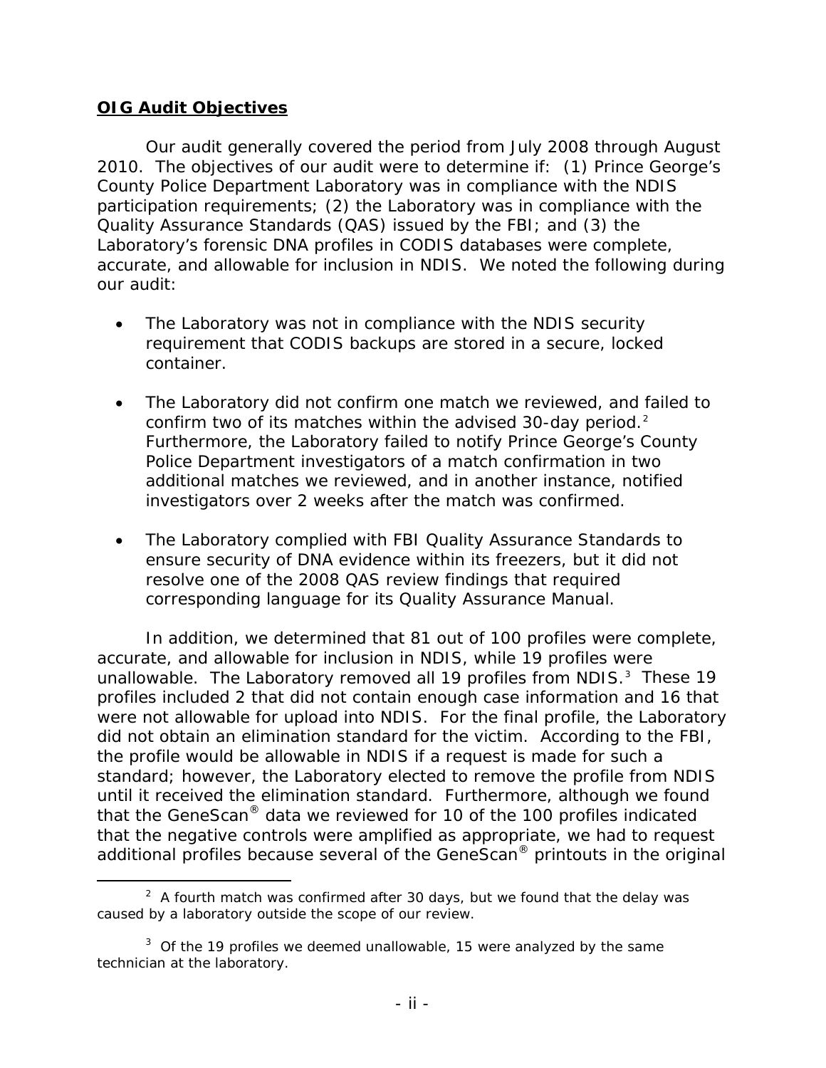**OIG Audit Objectives**

Our audit generally covered the period from July 2008 through August 2010. The objectives of our audit were to determine if: (1) Prince George's County Police Department Laboratory was in compliance with the NDIS participation requirements; (2) the Laboratory was in compliance with the Quality Assurance Standards (QAS) issued by the FBI; and (3) the Laboratory's forensic DNA profiles in CODIS databases were complete, accurate, and allowable for inclusion in NDIS. We noted the following during our audit:

- The Laboratory was not in compliance with the NDIS security requirement that CODIS backups are stored in a secure, locked container.
- The Laboratory did not confirm one match we reviewed, and failed to confirm two of its matches within the advised 30-day period.[2] Furthermore, the Laboratory failed to notify Prince George's County Police Department investigators of a match confirmation in two additional matches we reviewed, and in another instance, notified investigators over 2 weeks after the match was confirmed.
- The Laboratory complied with FBI Quality Assurance Standards to ensure security of DNA evidence within its freezers, but it did not resolve one of the 2008 QAS review findings that required corresponding language for its Quality Assurance Manual.

In addition, we determined that 81 out of 100 profiles were complete, accurate, and allowable for inclusion in NDIS, while 19 profiles were unallowable. The Laboratory removed all 19 profiles from NDIS.[3] These 19 profiles included 2 that did not contain enough case information and 16 that were not allowable for upload into NDIS. For the final profile, the Laboratory did not obtain an elimination standard for the victim. According to the FBI, the profile would be allowable in NDIS if a request is made for such a standard; however, the Laboratory elected to remove the profile from NDIS until it received the elimination standard. Furthermore, although we found that the GeneScan® data we reviewed for 10 of the 100 profiles indicated that the negative controls were amplified as appropriate, we had to request additional profiles because several of the GeneScan® printouts in the original

---

[2] A fourth match was confirmed after 30 days, but we found that the delay was caused by a laboratory outside the scope of our review.

[3] Of the 19 profiles we deemed unallowable, 15 were analyzed by the same technician at the laboratory.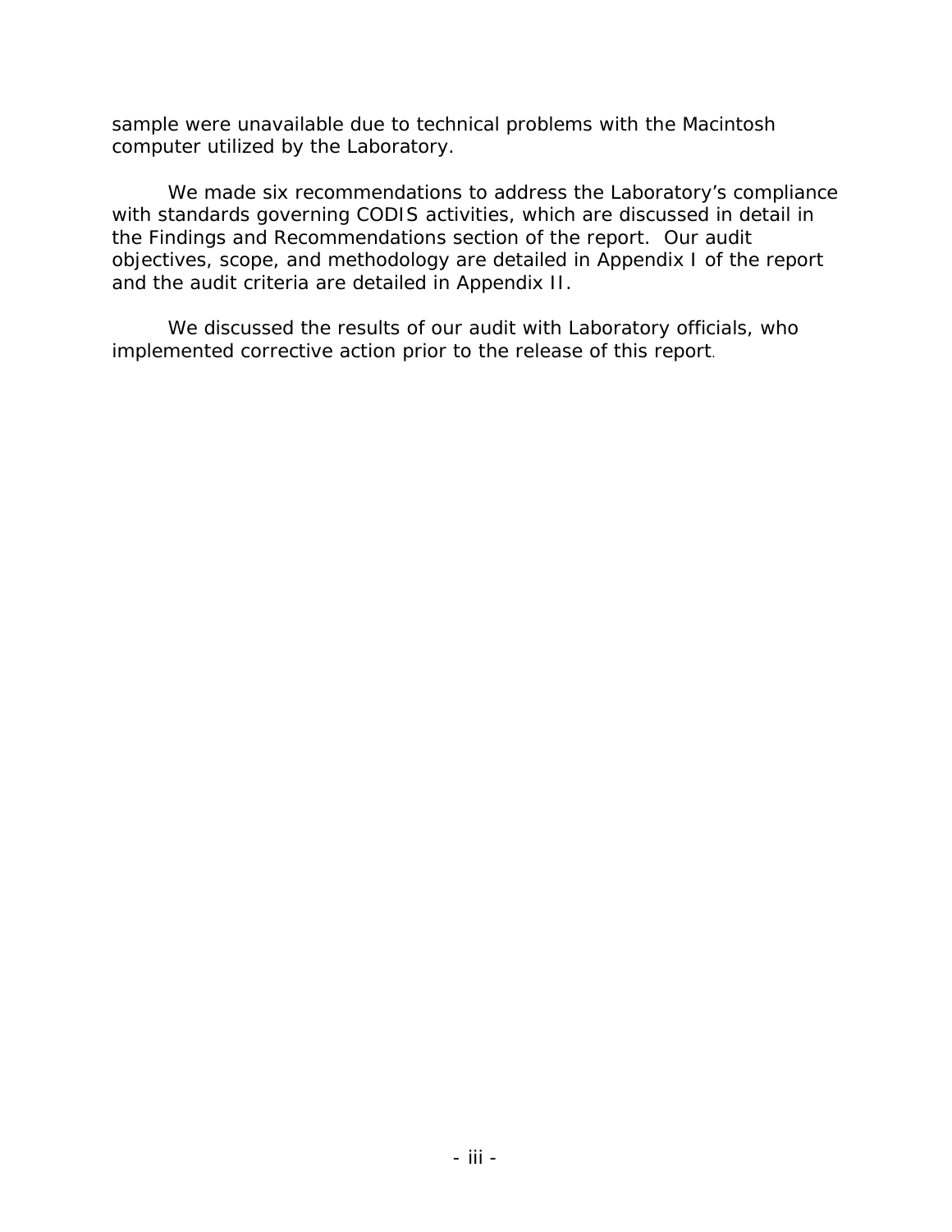sample were unavailable due to technical problems with the Macintosh computer utilized by the Laboratory.

We made six recommendations to address the Laboratory's compliance with standards governing CODIS activities, which are discussed in detail in the Findings and Recommendations section of the report. Our audit objectives, scope, and methodology are detailed in Appendix I of the report and the audit criteria are detailed in Appendix II.

We discussed the results of our audit with Laboratory officials, who implemented corrective action prior to the release of this report.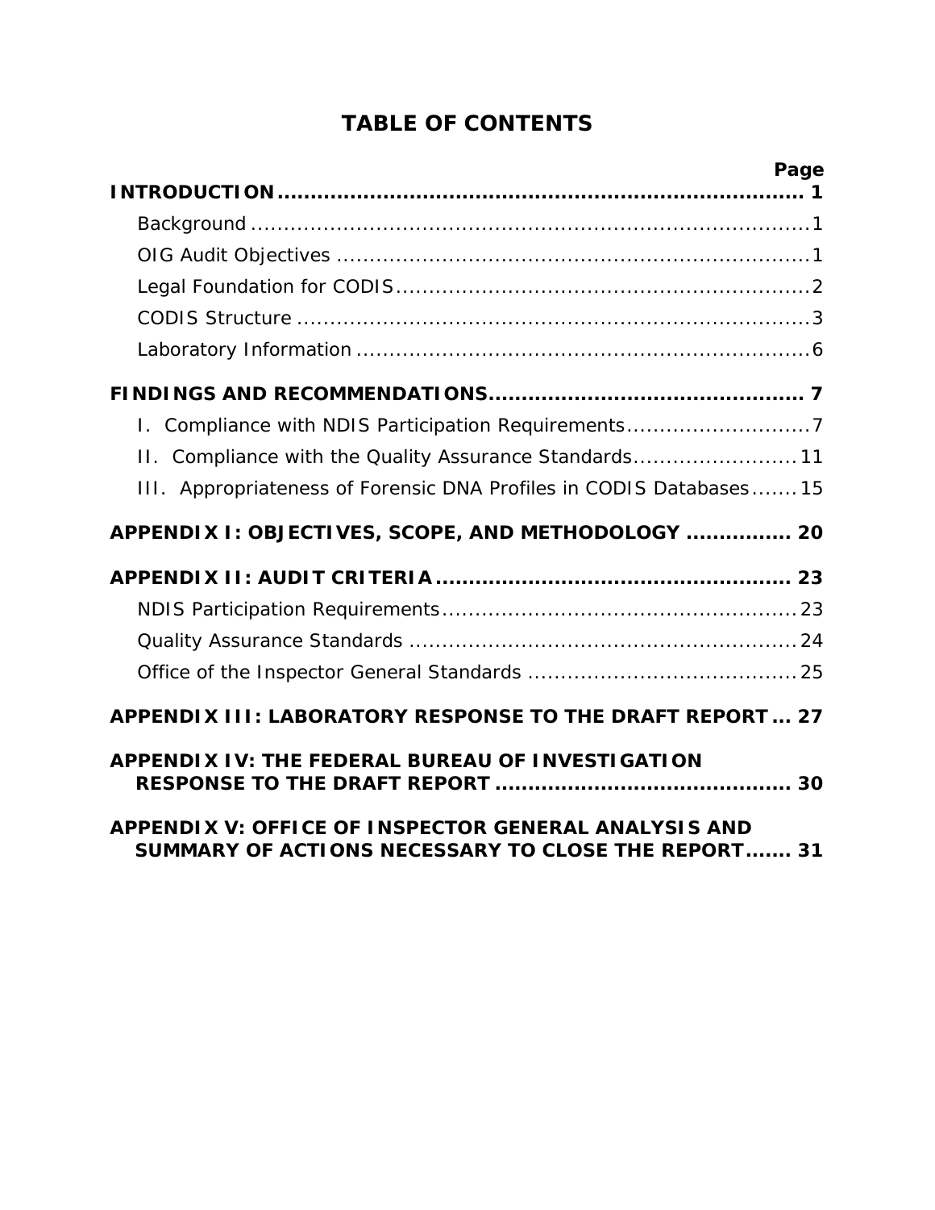# TABLE OF CONTENTS

| | Page |
|---|---|
| **INTRODUCTION** | **1** |
| Background | 1 |
| OIG Audit Objectives | 1 |
| Legal Foundation for CODIS | 2 |
| CODIS Structure | 3 |
| Laboratory Information | 6 |
| **FINDINGS AND RECOMMENDATIONS** | **7** |
| I. Compliance with NDIS Participation Requirements | 7 |
| II. Compliance with the Quality Assurance Standards | 11 |
| III. Appropriateness of Forensic DNA Profiles in CODIS Databases | 15 |
| **APPENDIX I: OBJECTIVES, SCOPE, AND METHODOLOGY** | **20** |
| **APPENDIX II: AUDIT CRITERIA** | **23** |
| NDIS Participation Requirements | 23 |
| Quality Assurance Standards | 24 |
| Office of the Inspector General Standards | 25 |
| **APPENDIX III: LABORATORY RESPONSE TO THE DRAFT REPORT** | **27** |
| **APPENDIX IV: THE FEDERAL BUREAU OF INVESTIGATION RESPONSE TO THE DRAFT REPORT** | **30** |
| **APPENDIX V: OFFICE OF INSPECTOR GENERAL ANALYSIS AND SUMMARY OF ACTIONS NECESSARY TO CLOSE THE REPORT** | **31** |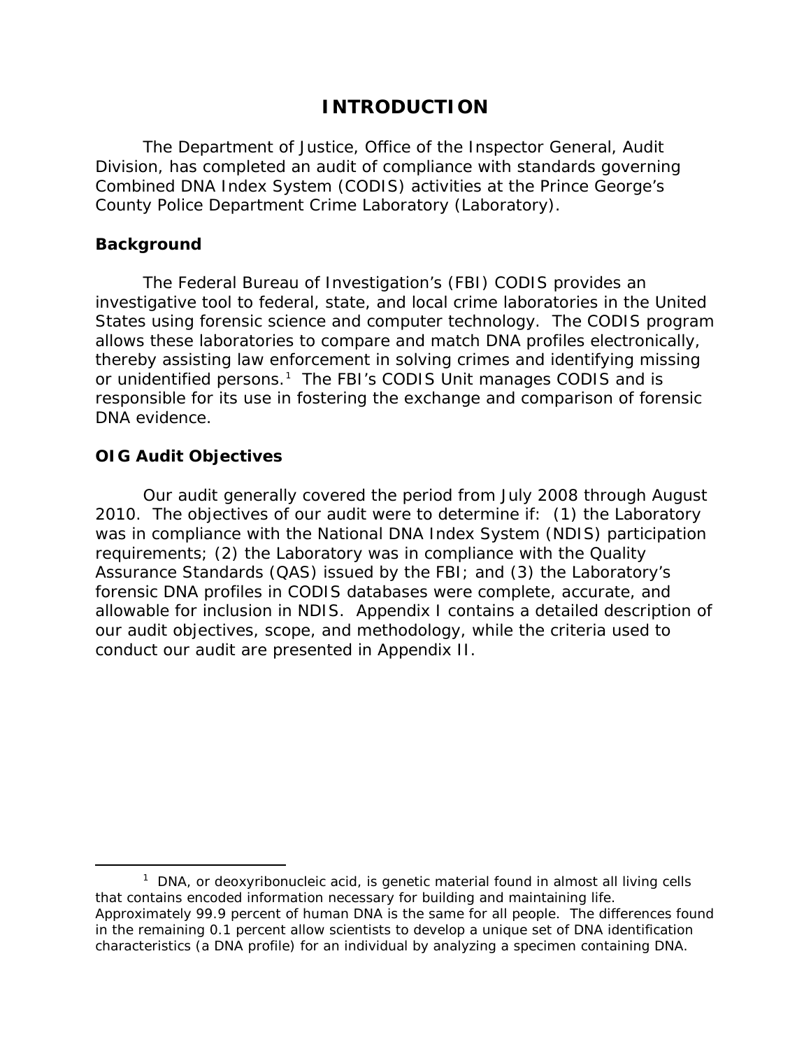# INTRODUCTION

The Department of Justice, Office of the Inspector General, Audit Division, has completed an audit of compliance with standards governing Combined DNA Index System (CODIS) activities at the Prince George's County Police Department Crime Laboratory (Laboratory).

### Background

The Federal Bureau of Investigation's (FBI) CODIS provides an investigative tool to federal, state, and local crime laboratories in the United States using forensic science and computer technology. The CODIS program allows these laboratories to compare and match DNA profiles electronically, thereby assisting law enforcement in solving crimes and identifying missing or unidentified persons.[1] The FBI's CODIS Unit manages CODIS and is responsible for its use in fostering the exchange and comparison of forensic DNA evidence.

### OIG Audit Objectives

Our audit generally covered the period from July 2008 through August 2010. The objectives of our audit were to determine if: (1) the Laboratory was in compliance with the National DNA Index System (NDIS) participation requirements; (2) the Laboratory was in compliance with the Quality Assurance Standards (QAS) issued by the FBI; and (3) the Laboratory's forensic DNA profiles in CODIS databases were complete, accurate, and allowable for inclusion in NDIS. Appendix I contains a detailed description of our audit objectives, scope, and methodology, while the criteria used to conduct our audit are presented in Appendix II.

---

[1] DNA, or deoxyribonucleic acid, is genetic material found in almost all living cells that contains encoded information necessary for building and maintaining life. Approximately 99.9 percent of human DNA is the same for all people. The differences found in the remaining 0.1 percent allow scientists to develop a unique set of DNA identification characteristics (a DNA profile) for an individual by analyzing a specimen containing DNA.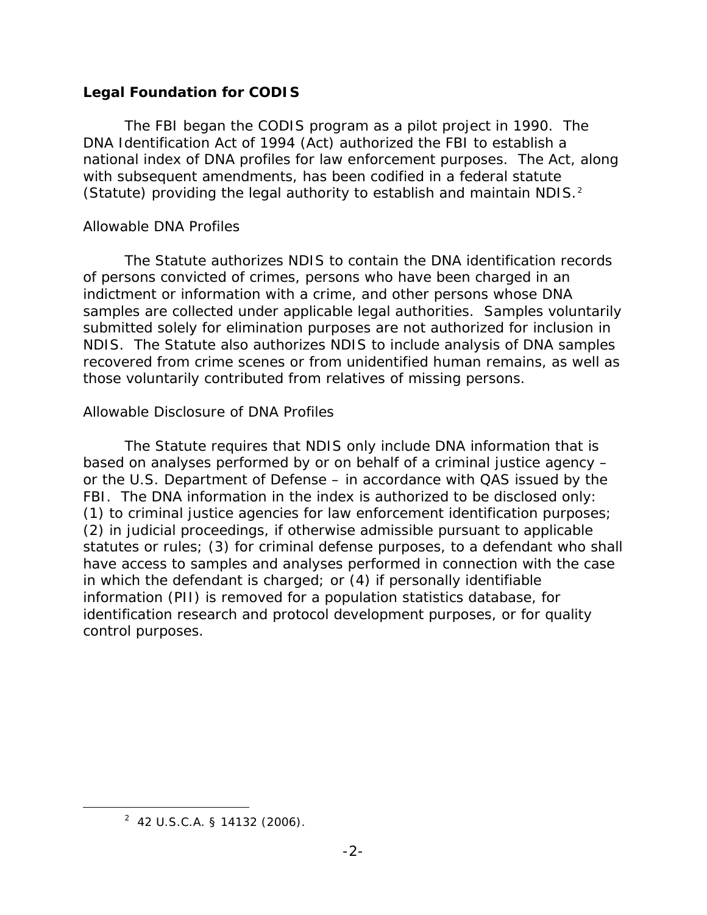## Legal Foundation for CODIS

The FBI began the CODIS program as a pilot project in 1990. The DNA Identification Act of 1994 (Act) authorized the FBI to establish a national index of DNA profiles for law enforcement purposes. The Act, along with subsequent amendments, has been codified in a federal statute (Statute) providing the legal authority to establish and maintain NDIS.[2]

### Allowable DNA Profiles

The Statute authorizes NDIS to contain the DNA identification records of persons convicted of crimes, persons who have been charged in an indictment or information with a crime, and other persons whose DNA samples are collected under applicable legal authorities. Samples voluntarily submitted solely for elimination purposes are not authorized for inclusion in NDIS. The Statute also authorizes NDIS to include analysis of DNA samples recovered from crime scenes or from unidentified human remains, as well as those voluntarily contributed from relatives of missing persons.

### Allowable Disclosure of DNA Profiles

The Statute requires that NDIS only include DNA information that is based on analyses performed by or on behalf of a criminal justice agency – or the U.S. Department of Defense – in accordance with QAS issued by the FBI. The DNA information in the index is authorized to be disclosed only: (1) to criminal justice agencies for law enforcement identification purposes; (2) in judicial proceedings, if otherwise admissible pursuant to applicable statutes or rules; (3) for criminal defense purposes, to a defendant who shall have access to samples and analyses performed in connection with the case in which the defendant is charged; or (4) if personally identifiable information (PII) is removed for a population statistics database, for identification research and protocol development purposes, or for quality control purposes.

---

[2] 42 U.S.C.A. § 14132 (2006).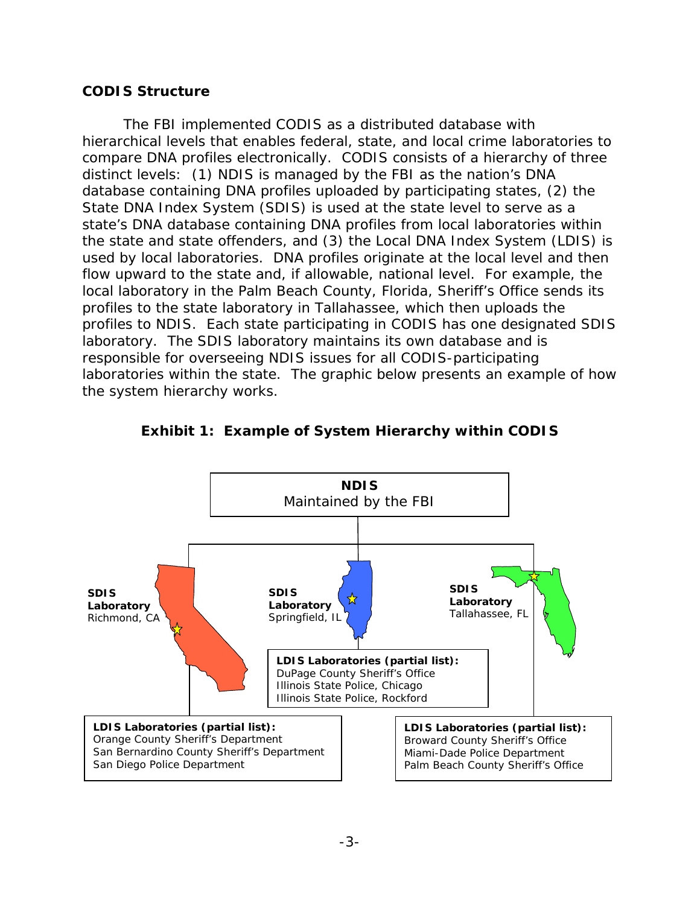### CODIS Structure

The FBI implemented CODIS as a distributed database with hierarchical levels that enables federal, state, and local crime laboratories to compare DNA profiles electronically. CODIS consists of a hierarchy of three distinct levels: (1) NDIS is managed by the FBI as the nation's DNA database containing DNA profiles uploaded by participating states, (2) the State DNA Index System (SDIS) is used at the state level to serve as a state's DNA database containing DNA profiles from local laboratories within the state and state offenders, and (3) the Local DNA Index System (LDIS) is used by local laboratories. DNA profiles originate at the local level and then flow upward to the state and, if allowable, national level. For example, the local laboratory in the Palm Beach County, Florida, Sheriff's Office sends its profiles to the state laboratory in Tallahassee, which then uploads the profiles to NDIS. Each state participating in CODIS has one designated SDIS laboratory. The SDIS laboratory maintains its own database and is responsible for overseeing NDIS issues for all CODIS-participating laboratories within the state. The graphic below presents an example of how the system hierarchy works.

**Exhibit 1: Example of System Hierarchy within CODIS**

**NDIS**
Maintained by the FBI

**SDIS Laboratory**
Richmond, CA

**LDIS Laboratories (partial list):**
Orange County Sheriff's Department
San Bernardino County Sheriff's Department
San Diego Police Department

**SDIS Laboratory**
Springfield, IL

**LDIS Laboratories (partial list):**
DuPage County Sheriff's Office
Illinois State Police, Chicago
Illinois State Police, Rockford

**SDIS Laboratory**
Tallahassee, FL

**LDIS Laboratories (partial list):**
Broward County Sheriff's Office
Miami-Dade Police Department
Palm Beach County Sheriff's Office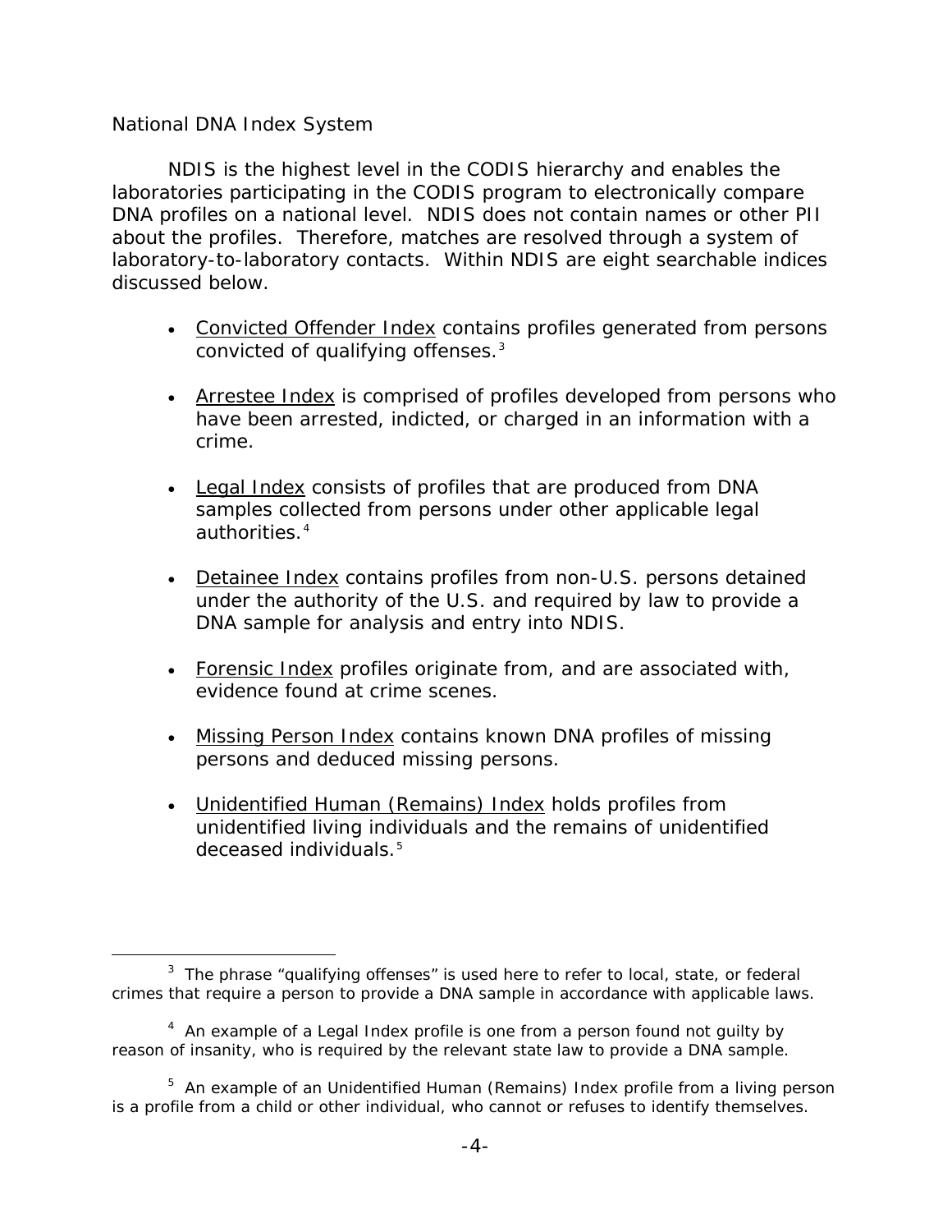National DNA Index System

NDIS is the highest level in the CODIS hierarchy and enables the laboratories participating in the CODIS program to electronically compare DNA profiles on a national level. NDIS does not contain names or other PII about the profiles. Therefore, matches are resolved through a system of laboratory-to-laboratory contacts. Within NDIS are eight searchable indices discussed below.

- Convicted Offender Index contains profiles generated from persons convicted of qualifying offenses.[3]

- Arrestee Index is comprised of profiles developed from persons who have been arrested, indicted, or charged in an information with a crime.

- Legal Index consists of profiles that are produced from DNA samples collected from persons under other applicable legal authorities.[4]

- Detainee Index contains profiles from non-U.S. persons detained under the authority of the U.S. and required by law to provide a DNA sample for analysis and entry into NDIS.

- Forensic Index profiles originate from, and are associated with, evidence found at crime scenes.

- Missing Person Index contains known DNA profiles of missing persons and deduced missing persons.

- Unidentified Human (Remains) Index holds profiles from unidentified living individuals and the remains of unidentified deceased individuals.[5]

---

[3] The phrase "qualifying offenses" is used here to refer to local, state, or federal crimes that require a person to provide a DNA sample in accordance with applicable laws.

[4] An example of a Legal Index profile is one from a person found not guilty by reason of insanity, who is required by the relevant state law to provide a DNA sample.

[5] An example of an Unidentified Human (Remains) Index profile from a living person is a profile from a child or other individual, who cannot or refuses to identify themselves.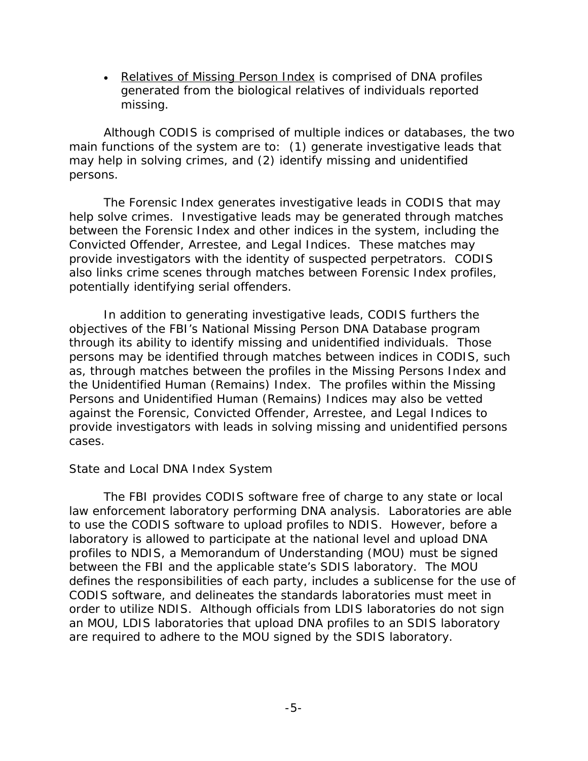- Relatives of Missing Person Index is comprised of DNA profiles generated from the biological relatives of individuals reported missing.

Although CODIS is comprised of multiple indices or databases, the two main functions of the system are to: (1) generate investigative leads that may help in solving crimes, and (2) identify missing and unidentified persons.

The Forensic Index generates investigative leads in CODIS that may help solve crimes. Investigative leads may be generated through matches between the Forensic Index and other indices in the system, including the Convicted Offender, Arrestee, and Legal Indices. These matches may provide investigators with the identity of suspected perpetrators. CODIS also links crime scenes through matches between Forensic Index profiles, potentially identifying serial offenders.

In addition to generating investigative leads, CODIS furthers the objectives of the FBI's National Missing Person DNA Database program through its ability to identify missing and unidentified individuals. Those persons may be identified through matches between indices in CODIS, such as, through matches between the profiles in the Missing Persons Index and the Unidentified Human (Remains) Index. The profiles within the Missing Persons and Unidentified Human (Remains) Indices may also be vetted against the Forensic, Convicted Offender, Arrestee, and Legal Indices to provide investigators with leads in solving missing and unidentified persons cases.

### State and Local DNA Index System

The FBI provides CODIS software free of charge to any state or local law enforcement laboratory performing DNA analysis. Laboratories are able to use the CODIS software to upload profiles to NDIS. However, before a laboratory is allowed to participate at the national level and upload DNA profiles to NDIS, a Memorandum of Understanding (MOU) must be signed between the FBI and the applicable state's SDIS laboratory. The MOU defines the responsibilities of each party, includes a sublicense for the use of CODIS software, and delineates the standards laboratories must meet in order to utilize NDIS. Although officials from LDIS laboratories do not sign an MOU, LDIS laboratories that upload DNA profiles to an SDIS laboratory are required to adhere to the MOU signed by the SDIS laboratory.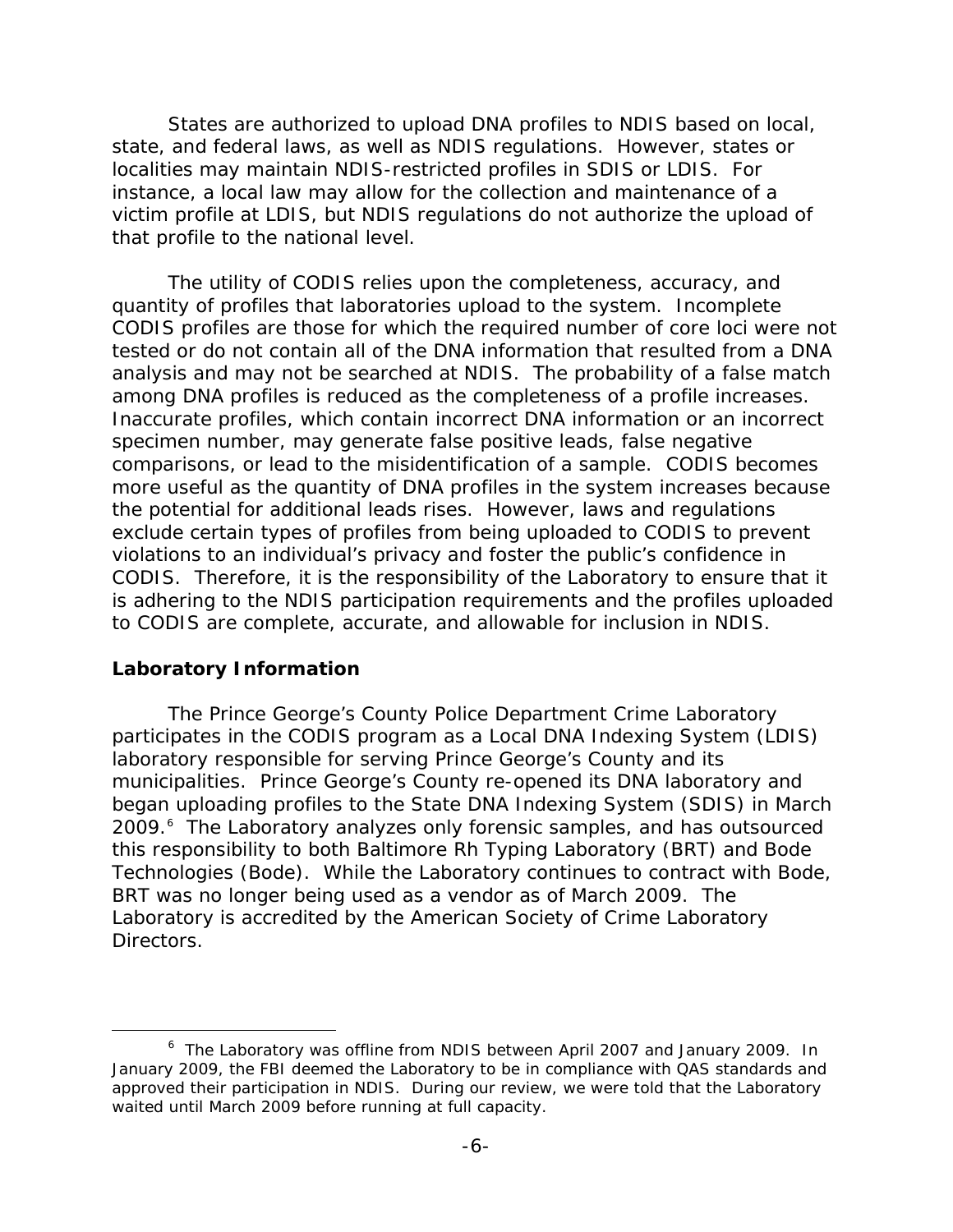States are authorized to upload DNA profiles to NDIS based on local, state, and federal laws, as well as NDIS regulations. However, states or localities may maintain NDIS-restricted profiles in SDIS or LDIS. For instance, a local law may allow for the collection and maintenance of a victim profile at LDIS, but NDIS regulations do not authorize the upload of that profile to the national level.

The utility of CODIS relies upon the completeness, accuracy, and quantity of profiles that laboratories upload to the system. Incomplete CODIS profiles are those for which the required number of core loci were not tested or do not contain all of the DNA information that resulted from a DNA analysis and may not be searched at NDIS. The probability of a false match among DNA profiles is reduced as the completeness of a profile increases. Inaccurate profiles, which contain incorrect DNA information or an incorrect specimen number, may generate false positive leads, false negative comparisons, or lead to the misidentification of a sample. CODIS becomes more useful as the quantity of DNA profiles in the system increases because the potential for additional leads rises. However, laws and regulations exclude certain types of profiles from being uploaded to CODIS to prevent violations to an individual's privacy and foster the public's confidence in CODIS. Therefore, it is the responsibility of the Laboratory to ensure that it is adhering to the NDIS participation requirements and the profiles uploaded to CODIS are complete, accurate, and allowable for inclusion in NDIS.

## Laboratory Information

The Prince George's County Police Department Crime Laboratory participates in the CODIS program as a Local DNA Indexing System (LDIS) laboratory responsible for serving Prince George's County and its municipalities. Prince George's County re-opened its DNA laboratory and began uploading profiles to the State DNA Indexing System (SDIS) in March 2009.[6] The Laboratory analyzes only forensic samples, and has outsourced this responsibility to both Baltimore Rh Typing Laboratory (BRT) and Bode Technologies (Bode). While the Laboratory continues to contract with Bode, BRT was no longer being used as a vendor as of March 2009. The Laboratory is accredited by the American Society of Crime Laboratory Directors.

[6] The Laboratory was offline from NDIS between April 2007 and January 2009. In January 2009, the FBI deemed the Laboratory to be in compliance with QAS standards and approved their participation in NDIS. During our review, we were told that the Laboratory waited until March 2009 before running at full capacity.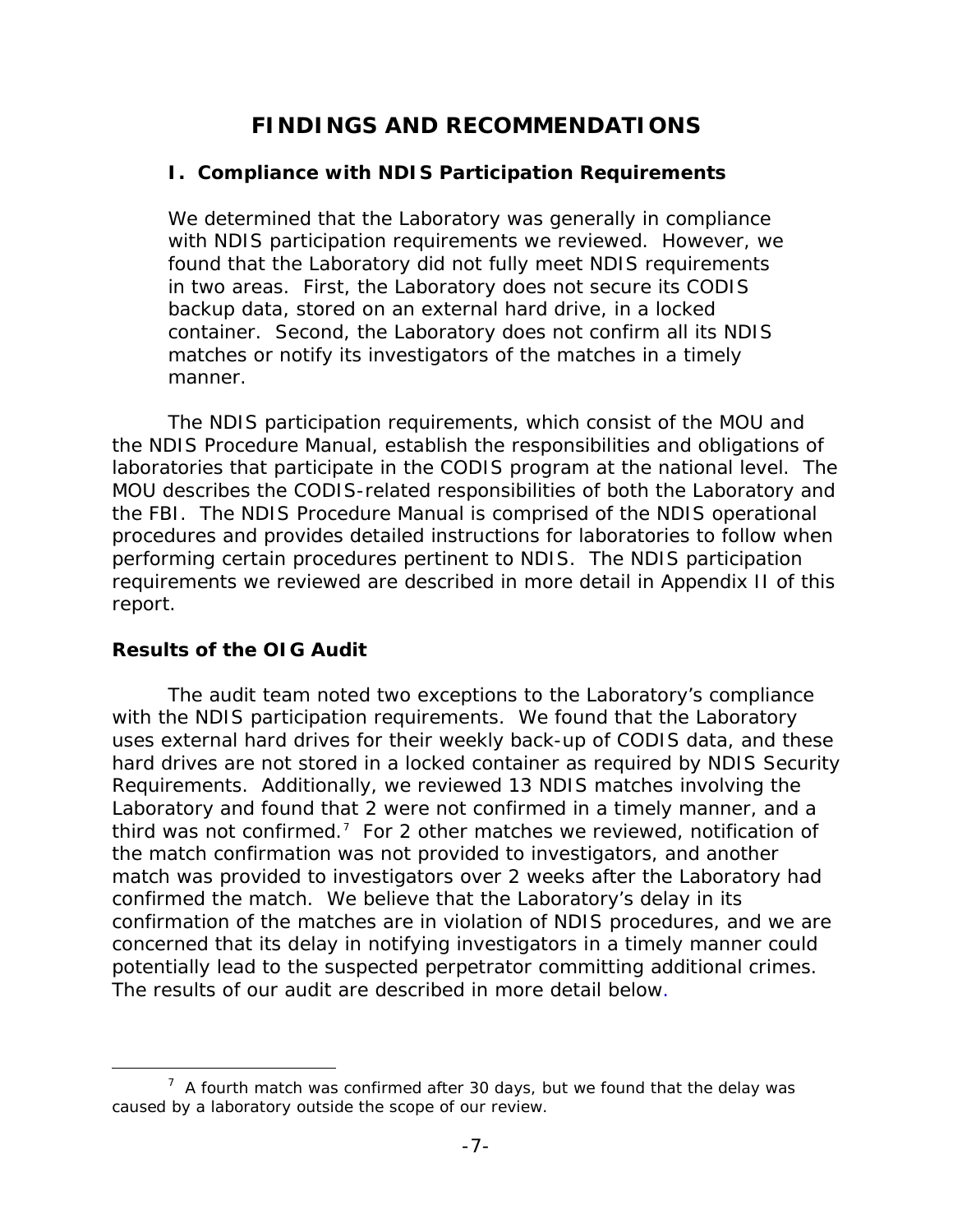# FINDINGS AND RECOMMENDATIONS

## I. Compliance with NDIS Participation Requirements

We determined that the Laboratory was generally in compliance with NDIS participation requirements we reviewed. However, we found that the Laboratory did not fully meet NDIS requirements in two areas. First, the Laboratory does not secure its CODIS backup data, stored on an external hard drive, in a locked container. Second, the Laboratory does not confirm all its NDIS matches or notify its investigators of the matches in a timely manner.

The NDIS participation requirements, which consist of the MOU and the NDIS Procedure Manual, establish the responsibilities and obligations of laboratories that participate in the CODIS program at the national level. The MOU describes the CODIS-related responsibilities of both the Laboratory and the FBI. The NDIS Procedure Manual is comprised of the NDIS operational procedures and provides detailed instructions for laboratories to follow when performing certain procedures pertinent to NDIS. The NDIS participation requirements we reviewed are described in more detail in Appendix II of this report.

### Results of the OIG Audit

The audit team noted two exceptions to the Laboratory's compliance with the NDIS participation requirements. We found that the Laboratory uses external hard drives for their weekly back-up of CODIS data, and these hard drives are not stored in a locked container as required by NDIS Security Requirements. Additionally, we reviewed 13 NDIS matches involving the Laboratory and found that 2 were not confirmed in a timely manner, and a third was not confirmed.[7] For 2 other matches we reviewed, notification of the match confirmation was not provided to investigators, and another match was provided to investigators over 2 weeks after the Laboratory had confirmed the match. We believe that the Laboratory's delay in its confirmation of the matches are in violation of NDIS procedures, and we are concerned that its delay in notifying investigators in a timely manner could potentially lead to the suspected perpetrator committing additional crimes. The results of our audit are described in more detail below.

---

[7] A fourth match was confirmed after 30 days, but we found that the delay was caused by a laboratory outside the scope of our review.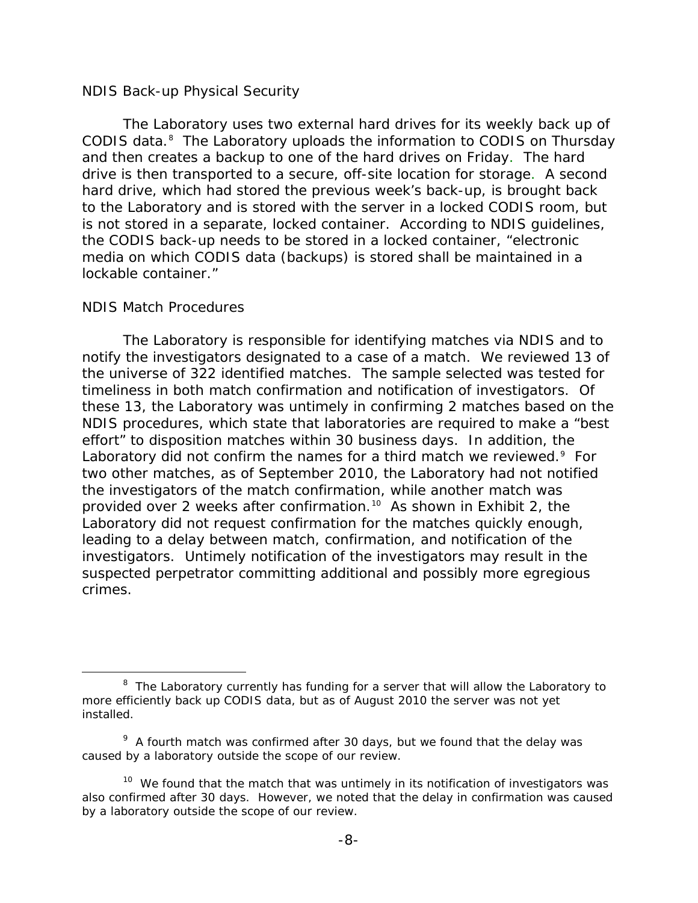### NDIS Back-up Physical Security

The Laboratory uses two external hard drives for its weekly back up of CODIS data.[8] The Laboratory uploads the information to CODIS on Thursday and then creates a backup to one of the hard drives on Friday. The hard drive is then transported to a secure, off-site location for storage. A second hard drive, which had stored the previous week's back-up, is brought back to the Laboratory and is stored with the server in a locked CODIS room, but is not stored in a separate, locked container. According to NDIS guidelines, the CODIS back-up needs to be stored in a locked container, "electronic media on which CODIS data (backups) is stored shall be maintained in a lockable container."

### NDIS Match Procedures

The Laboratory is responsible for identifying matches via NDIS and to notify the investigators designated to a case of a match. We reviewed 13 of the universe of 322 identified matches. The sample selected was tested for timeliness in both match confirmation and notification of investigators. Of these 13, the Laboratory was untimely in confirming 2 matches based on the NDIS procedures, which state that laboratories are required to make a "best effort" to disposition matches within 30 business days. In addition, the Laboratory did not confirm the names for a third match we reviewed.[9] For two other matches, as of September 2010, the Laboratory had not notified the investigators of the match confirmation, while another match was provided over 2 weeks after confirmation.[10] As shown in Exhibit 2, the Laboratory did not request confirmation for the matches quickly enough, leading to a delay between match, confirmation, and notification of the investigators. Untimely notification of the investigators may result in the suspected perpetrator committing additional and possibly more egregious crimes.

---

[8] The Laboratory currently has funding for a server that will allow the Laboratory to more efficiently back up CODIS data, but as of August 2010 the server was not yet installed.

[9] A fourth match was confirmed after 30 days, but we found that the delay was caused by a laboratory outside the scope of our review.

[10] We found that the match that was untimely in its notification of investigators was also confirmed after 30 days. However, we noted that the delay in confirmation was caused by a laboratory outside the scope of our review.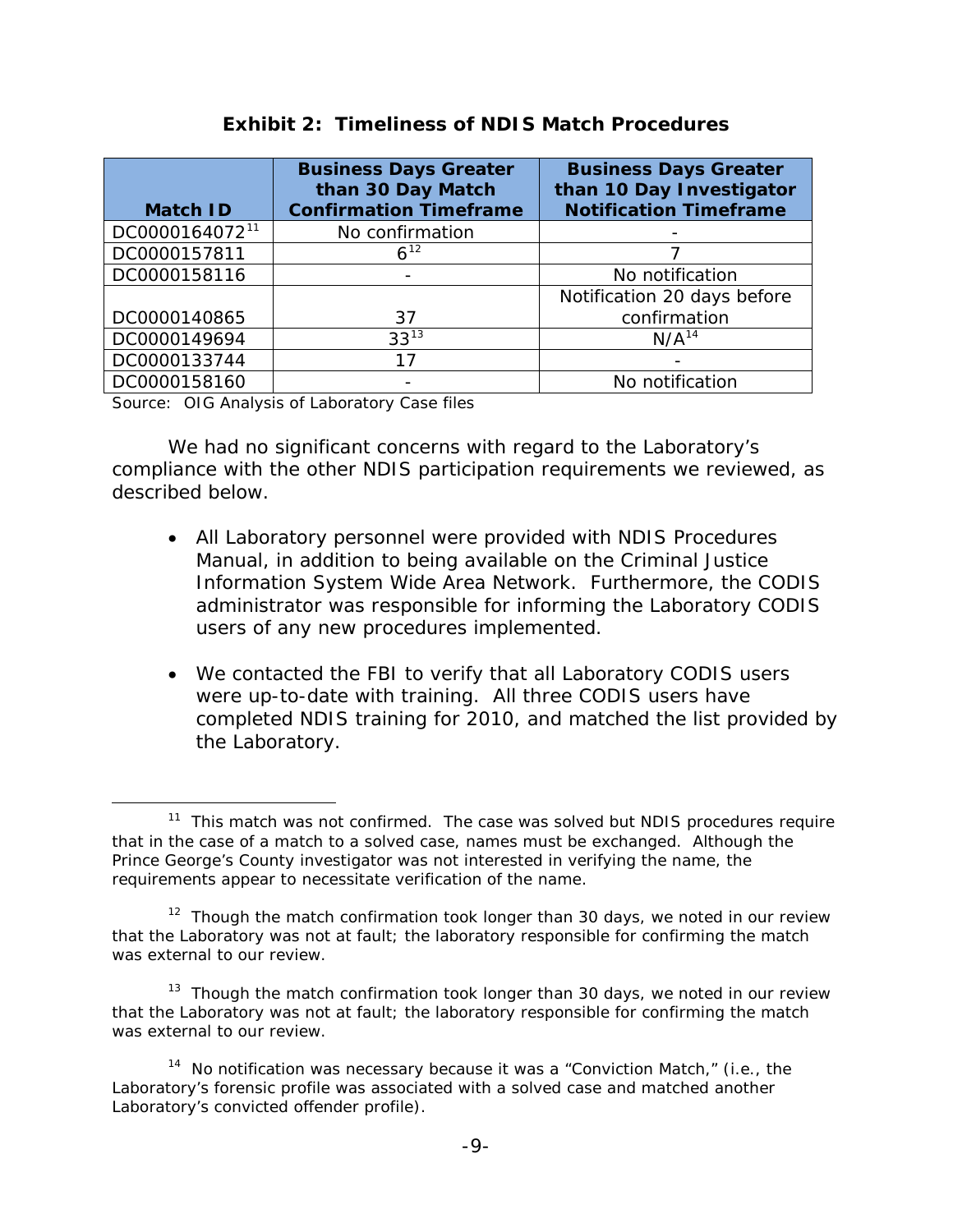**Exhibit 2: Timeliness of NDIS Match Procedures**

| Match ID | Business Days Greater than 30 Day Match Confirmation Timeframe | Business Days Greater than 10 Day Investigator Notification Timeframe |
|---|---|---|
| DC0000164072[11] | No confirmation | - |
| DC0000157811 | 6[12] | 7 |
| DC0000158116 | - | No notification |
| DC0000140865 | 37 | Notification 20 days before confirmation |
| DC0000149694 | 33[13] | N/A[14] |
| DC0000133744 | 17 | - |
| DC0000158160 | - | No notification |

Source: OIG Analysis of Laboratory Case files

We had no significant concerns with regard to the Laboratory's compliance with the other NDIS participation requirements we reviewed, as described below.

- All Laboratory personnel were provided with NDIS Procedures Manual, in addition to being available on the Criminal Justice Information System Wide Area Network. Furthermore, the CODIS administrator was responsible for informing the Laboratory CODIS users of any new procedures implemented.

- We contacted the FBI to verify that all Laboratory CODIS users were up-to-date with training. All three CODIS users have completed NDIS training for 2010, and matched the list provided by the Laboratory.

---

[11] This match was not confirmed. The case was solved but NDIS procedures require that in the case of a match to a solved case, names must be exchanged. Although the Prince George's County investigator was not interested in verifying the name, the requirements appear to necessitate verification of the name.

[12] Though the match confirmation took longer than 30 days, we noted in our review that the Laboratory was not at fault; the laboratory responsible for confirming the match was external to our review.

[13] Though the match confirmation took longer than 30 days, we noted in our review that the Laboratory was not at fault; the laboratory responsible for confirming the match was external to our review.

[14] No notification was necessary because it was a "Conviction Match," (i.e., the Laboratory's forensic profile was associated with a solved case and matched another Laboratory's convicted offender profile).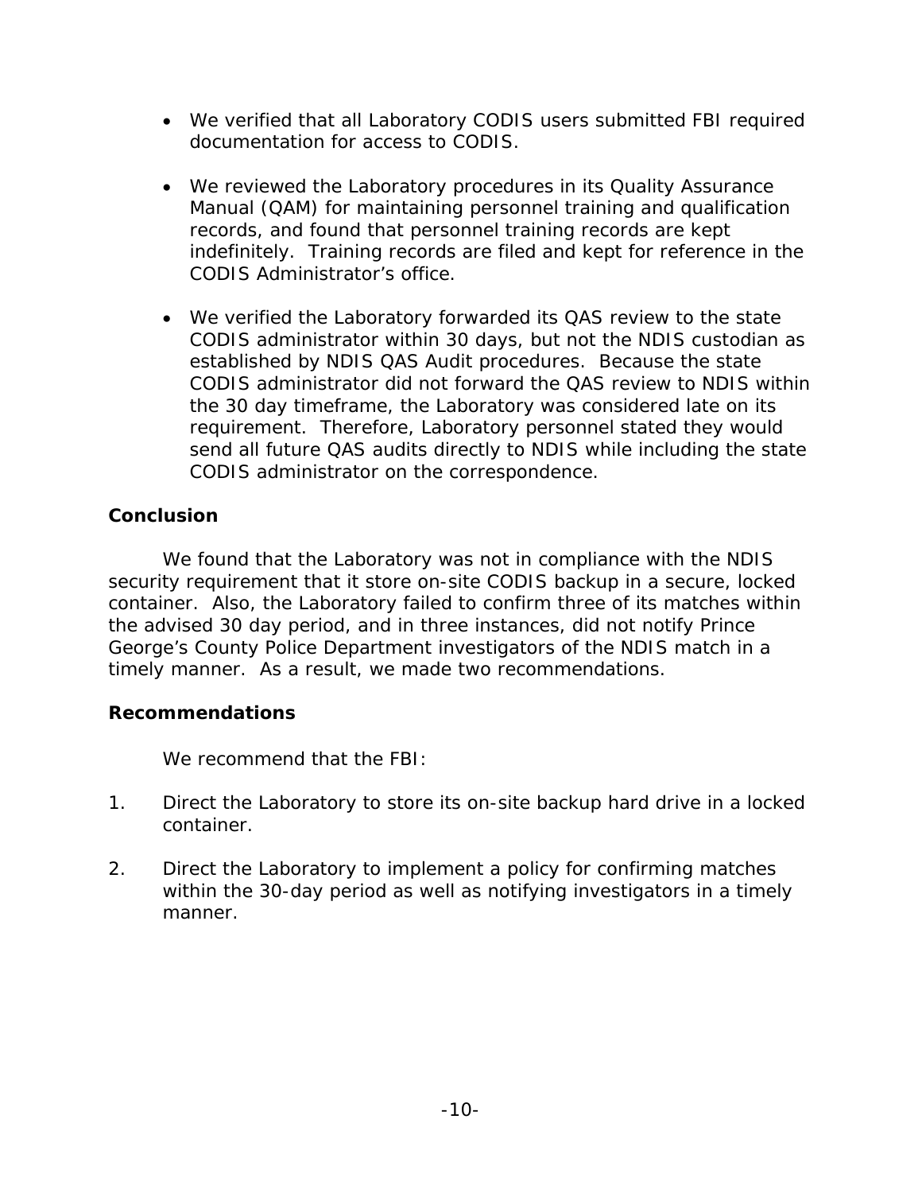- We verified that all Laboratory CODIS users submitted FBI required documentation for access to CODIS.

- We reviewed the Laboratory procedures in its Quality Assurance Manual (QAM) for maintaining personnel training and qualification records, and found that personnel training records are kept indefinitely. Training records are filed and kept for reference in the CODIS Administrator's office.

- We verified the Laboratory forwarded its QAS review to the state CODIS administrator within 30 days, but not the NDIS custodian as established by NDIS QAS Audit procedures. Because the state CODIS administrator did not forward the QAS review to NDIS within the 30 day timeframe, the Laboratory was considered late on its requirement. Therefore, Laboratory personnel stated they would send all future QAS audits directly to NDIS while including the state CODIS administrator on the correspondence.

## Conclusion

We found that the Laboratory was not in compliance with the NDIS security requirement that it store on-site CODIS backup in a secure, locked container. Also, the Laboratory failed to confirm three of its matches within the advised 30 day period, and in three instances, did not notify Prince George's County Police Department investigators of the NDIS match in a timely manner. As a result, we made two recommendations.

## Recommendations

We recommend that the FBI:

1. Direct the Laboratory to store its on-site backup hard drive in a locked container.

2. Direct the Laboratory to implement a policy for confirming matches within the 30-day period as well as notifying investigators in a timely manner.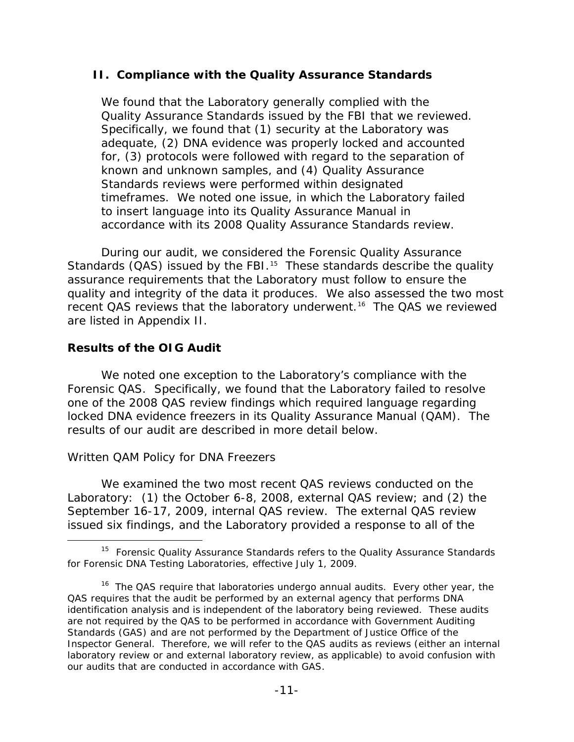## II. Compliance with the Quality Assurance Standards

**We found that the Laboratory generally complied with the Quality Assurance Standards issued by the FBI that we reviewed. Specifically, we found that (1) security at the Laboratory was adequate, (2) DNA evidence was properly locked and accounted for, (3) protocols were followed with regard to the separation of known and unknown samples, and (4) Quality Assurance Standards reviews were performed within designated timeframes. We noted one issue, in which the Laboratory failed to insert language into its Quality Assurance Manual in accordance with its 2008 Quality Assurance Standards review.**

During our audit, we considered the Forensic Quality Assurance Standards (QAS) issued by the FBI.[15] These standards describe the quality assurance requirements that the Laboratory must follow to ensure the quality and integrity of the data it produces. We also assessed the two most recent QAS reviews that the laboratory underwent.[16] The QAS we reviewed are listed in Appendix II.

### Results of the OIG Audit

We noted one exception to the Laboratory's compliance with the Forensic QAS. Specifically, we found that the Laboratory failed to resolve one of the 2008 QAS review findings which required language regarding locked DNA evidence freezers in its Quality Assurance Manual (QAM). The results of our audit are described in more detail below.

*Written QAM Policy for DNA Freezers*

We examined the two most recent QAS reviews conducted on the Laboratory: (1) the October 6-8, 2008, external QAS review; and (2) the September 16-17, 2009, internal QAS review. The external QAS review issued six findings, and the Laboratory provided a response to all of the

[15] Forensic Quality Assurance Standards refers to the Quality Assurance Standards for Forensic DNA Testing Laboratories, effective July 1, 2009.

[16] The QAS require that laboratories undergo annual audits. Every other year, the QAS requires that the audit be performed by an external agency that performs DNA identification analysis and is independent of the laboratory being reviewed. These audits are not required by the QAS to be performed in accordance with Government Auditing Standards (GAS) and are not performed by the Department of Justice Office of the Inspector General. Therefore, we will refer to the QAS audits as reviews (either an internal laboratory review or and external laboratory review, as applicable) to avoid confusion with our audits that are conducted in accordance with GAS.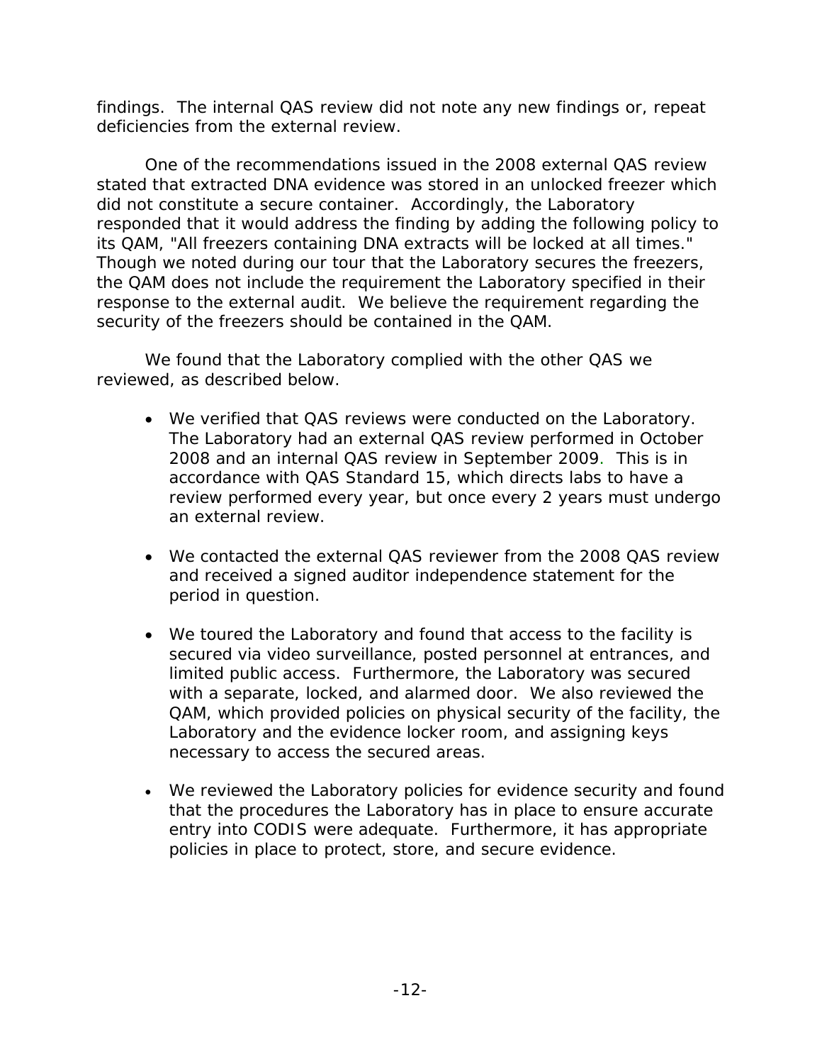findings. The internal QAS review did not note any new findings or, repeat deficiencies from the external review.

One of the recommendations issued in the 2008 external QAS review stated that extracted DNA evidence was stored in an unlocked freezer which did not constitute a secure container. Accordingly, the Laboratory responded that it would address the finding by adding the following policy to its QAM, "All freezers containing DNA extracts will be locked at all times." Though we noted during our tour that the Laboratory secures the freezers, the QAM does not include the requirement the Laboratory specified in their response to the external audit. We believe the requirement regarding the security of the freezers should be contained in the QAM.

We found that the Laboratory complied with the other QAS we reviewed, as described below.

- We verified that QAS reviews were conducted on the Laboratory. The Laboratory had an external QAS review performed in October 2008 and an internal QAS review in September 2009. This is in accordance with QAS Standard 15, which directs labs to have a review performed every year, but once every 2 years must undergo an external review.

- We contacted the external QAS reviewer from the 2008 QAS review and received a signed auditor independence statement for the period in question.

- We toured the Laboratory and found that access to the facility is secured via video surveillance, posted personnel at entrances, and limited public access. Furthermore, the Laboratory was secured with a separate, locked, and alarmed door. We also reviewed the QAM, which provided policies on physical security of the facility, the Laboratory and the evidence locker room, and assigning keys necessary to access the secured areas.

- We reviewed the Laboratory policies for evidence security and found that the procedures the Laboratory has in place to ensure accurate entry into CODIS were adequate. Furthermore, it has appropriate policies in place to protect, store, and secure evidence.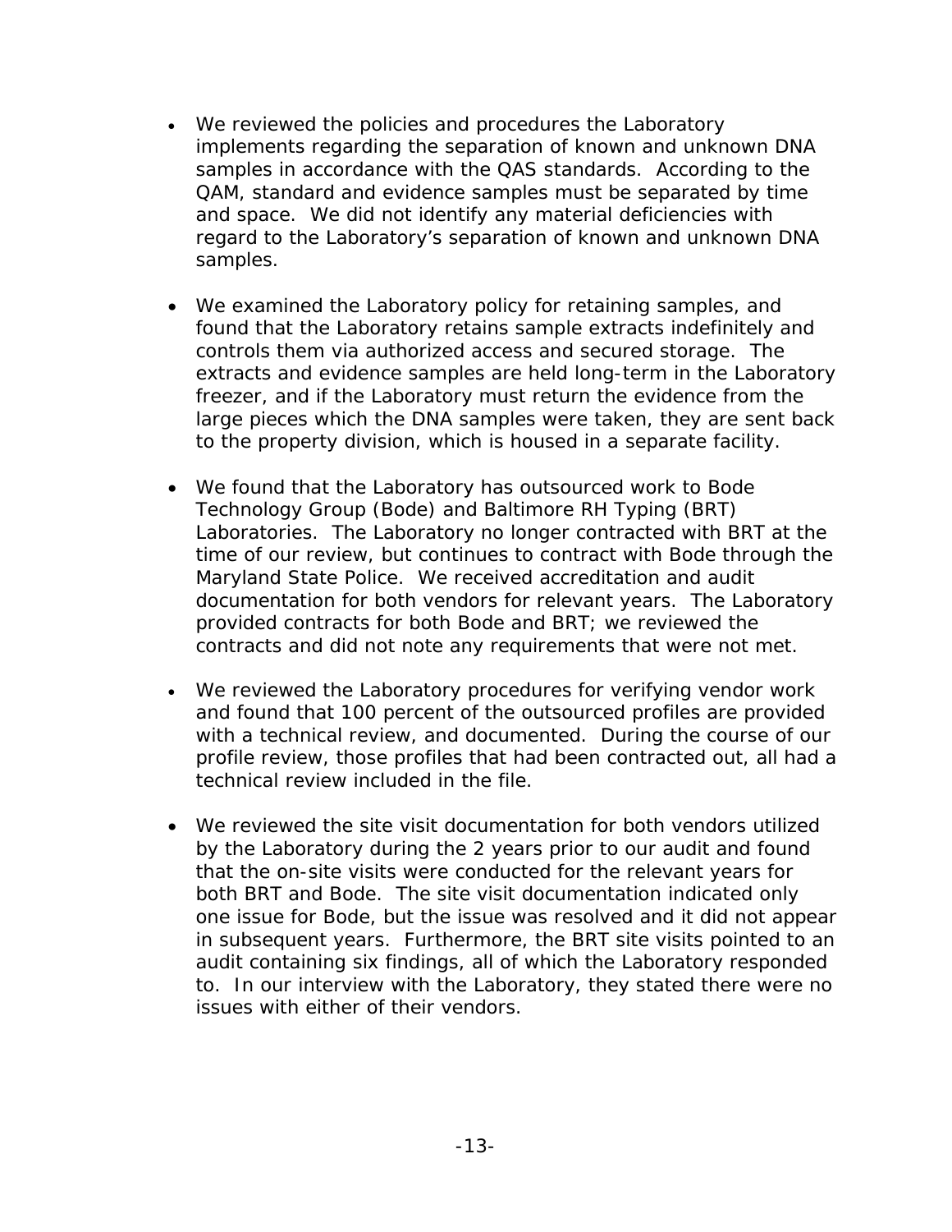- We reviewed the policies and procedures the Laboratory implements regarding the separation of known and unknown DNA samples in accordance with the QAS standards. According to the QAM, standard and evidence samples must be separated by time and space. We did not identify any material deficiencies with regard to the Laboratory's separation of known and unknown DNA samples.

- We examined the Laboratory policy for retaining samples, and found that the Laboratory retains sample extracts indefinitely and controls them via authorized access and secured storage. The extracts and evidence samples are held long-term in the Laboratory freezer, and if the Laboratory must return the evidence from the large pieces which the DNA samples were taken, they are sent back to the property division, which is housed in a separate facility.

- We found that the Laboratory has outsourced work to Bode Technology Group (Bode) and Baltimore RH Typing (BRT) Laboratories. The Laboratory no longer contracted with BRT at the time of our review, but continues to contract with Bode through the Maryland State Police. We received accreditation and audit documentation for both vendors for relevant years. The Laboratory provided contracts for both Bode and BRT; we reviewed the contracts and did not note any requirements that were not met.

- We reviewed the Laboratory procedures for verifying vendor work and found that 100 percent of the outsourced profiles are provided with a technical review, and documented. During the course of our profile review, those profiles that had been contracted out, all had a technical review included in the file.

- We reviewed the site visit documentation for both vendors utilized by the Laboratory during the 2 years prior to our audit and found that the on-site visits were conducted for the relevant years for both BRT and Bode. The site visit documentation indicated only one issue for Bode, but the issue was resolved and it did not appear in subsequent years. Furthermore, the BRT site visits pointed to an audit containing six findings, all of which the Laboratory responded to. In our interview with the Laboratory, they stated there were no issues with either of their vendors.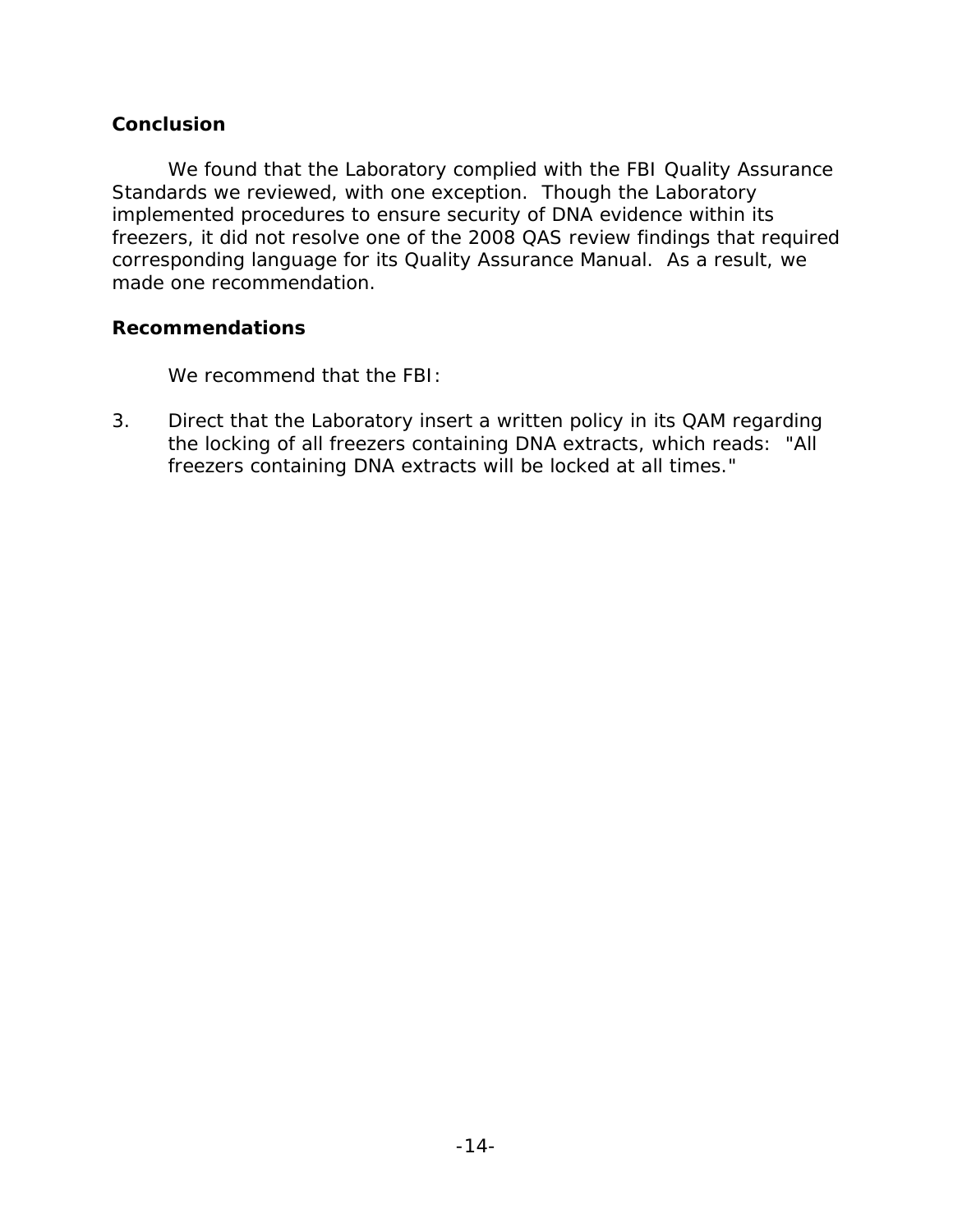## Conclusion

We found that the Laboratory complied with the FBI Quality Assurance Standards we reviewed, with one exception. Though the Laboratory implemented procedures to ensure security of DNA evidence within its freezers, it did not resolve one of the 2008 QAS review findings that required corresponding language for its Quality Assurance Manual. As a result, we made one recommendation.

## Recommendations

We recommend that the FBI:

3. Direct that the Laboratory insert a written policy in its QAM regarding the locking of all freezers containing DNA extracts, which reads: "All freezers containing DNA extracts will be locked at all times."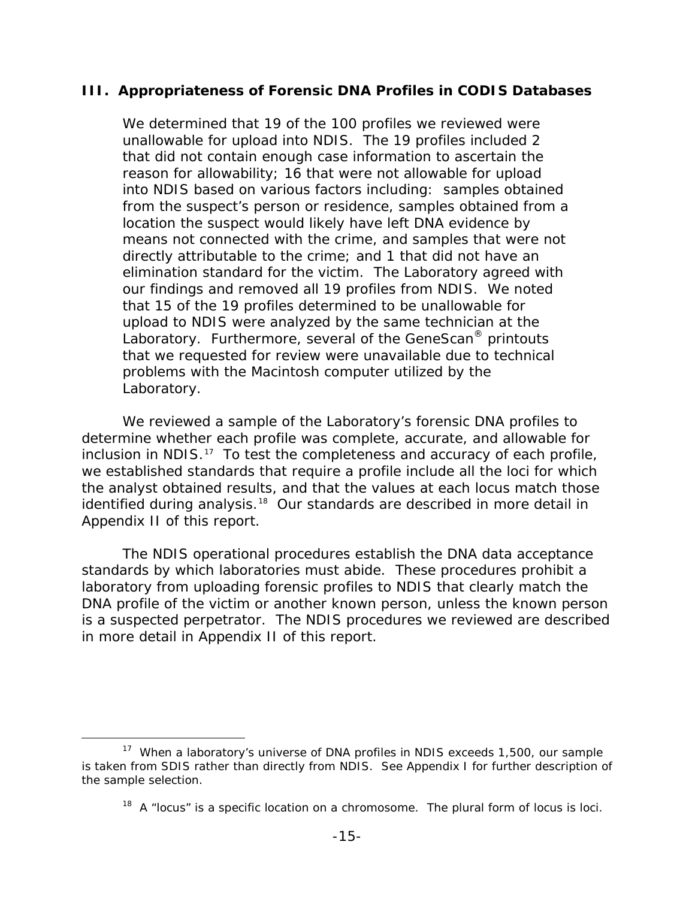## III. Appropriateness of Forensic DNA Profiles in CODIS Databases

> We determined that 19 of the 100 profiles we reviewed were unallowable for upload into NDIS. The 19 profiles included 2 that did not contain enough case information to ascertain the reason for allowability; 16 that were not allowable for upload into NDIS based on various factors including: samples obtained from the suspect's person or residence, samples obtained from a location the suspect would likely have left DNA evidence by means not connected with the crime, and samples that were not directly attributable to the crime; and 1 that did not have an elimination standard for the victim. The Laboratory agreed with our findings and removed all 19 profiles from NDIS. We noted that 15 of the 19 profiles determined to be unallowable for upload to NDIS were analyzed by the same technician at the Laboratory. Furthermore, several of the GeneScan® printouts that we requested for review were unavailable due to technical problems with the Macintosh computer utilized by the Laboratory.

We reviewed a sample of the Laboratory's forensic DNA profiles to determine whether each profile was complete, accurate, and allowable for inclusion in NDIS.[17] To test the completeness and accuracy of each profile, we established standards that require a profile include all the loci for which the analyst obtained results, and that the values at each locus match those identified during analysis.[18] Our standards are described in more detail in Appendix II of this report.

The NDIS operational procedures establish the DNA data acceptance standards by which laboratories must abide. These procedures prohibit a laboratory from uploading forensic profiles to NDIS that clearly match the DNA profile of the victim or another known person, unless the known person is a suspected perpetrator. The NDIS procedures we reviewed are described in more detail in Appendix II of this report.

---

[17] When a laboratory's universe of DNA profiles in NDIS exceeds 1,500, our sample is taken from SDIS rather than directly from NDIS. See Appendix I for further description of the sample selection.

[18] A "locus" is a specific location on a chromosome. The plural form of locus is loci.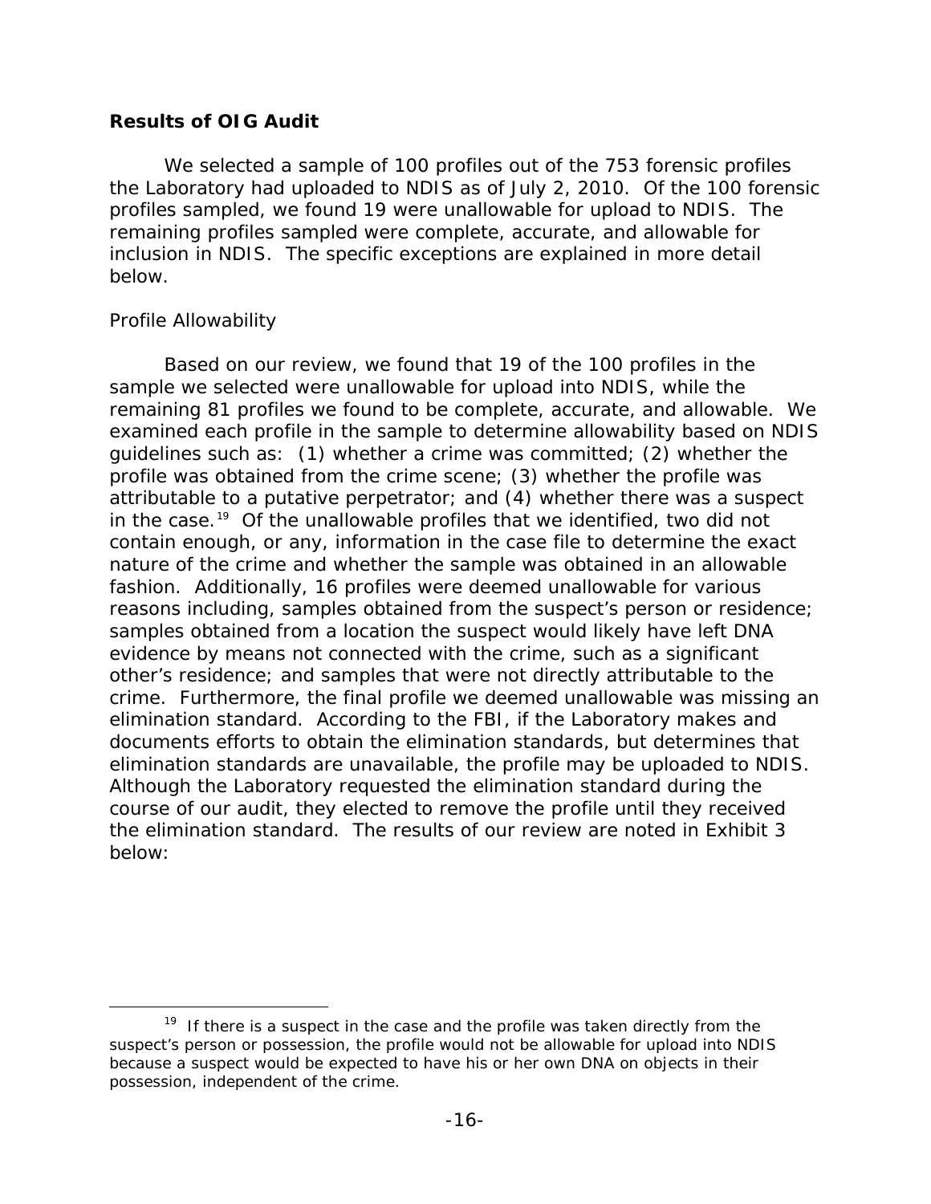### Results of OIG Audit

We selected a sample of 100 profiles out of the 753 forensic profiles the Laboratory had uploaded to NDIS as of July 2, 2010. Of the 100 forensic profiles sampled, we found 19 were unallowable for upload to NDIS. The remaining profiles sampled were complete, accurate, and allowable for inclusion in NDIS. The specific exceptions are explained in more detail below.

*Profile Allowability*

Based on our review, we found that 19 of the 100 profiles in the sample we selected were unallowable for upload into NDIS, while the remaining 81 profiles we found to be complete, accurate, and allowable. We examined each profile in the sample to determine allowability based on NDIS guidelines such as: (1) whether a crime was committed; (2) whether the profile was obtained from the crime scene; (3) whether the profile was attributable to a putative perpetrator; and (4) whether there was a suspect in the case.[19] Of the unallowable profiles that we identified, two did not contain enough, or any, information in the case file to determine the exact nature of the crime and whether the sample was obtained in an allowable fashion. Additionally, 16 profiles were deemed unallowable for various reasons including, samples obtained from the suspect's person or residence; samples obtained from a location the suspect would likely have left DNA evidence by means not connected with the crime, such as a significant other's residence; and samples that were not directly attributable to the crime. Furthermore, the final profile we deemed unallowable was missing an elimination standard. According to the FBI, if the Laboratory makes and documents efforts to obtain the elimination standards, but determines that elimination standards are unavailable, the profile may be uploaded to NDIS. Although the Laboratory requested the elimination standard during the course of our audit, they elected to remove the profile until they received the elimination standard. The results of our review are noted in Exhibit 3 below:

[19] If there is a suspect in the case and the profile was taken directly from the suspect's person or possession, the profile would not be allowable for upload into NDIS because a suspect would be expected to have his or her own DNA on objects in their possession, independent of the crime.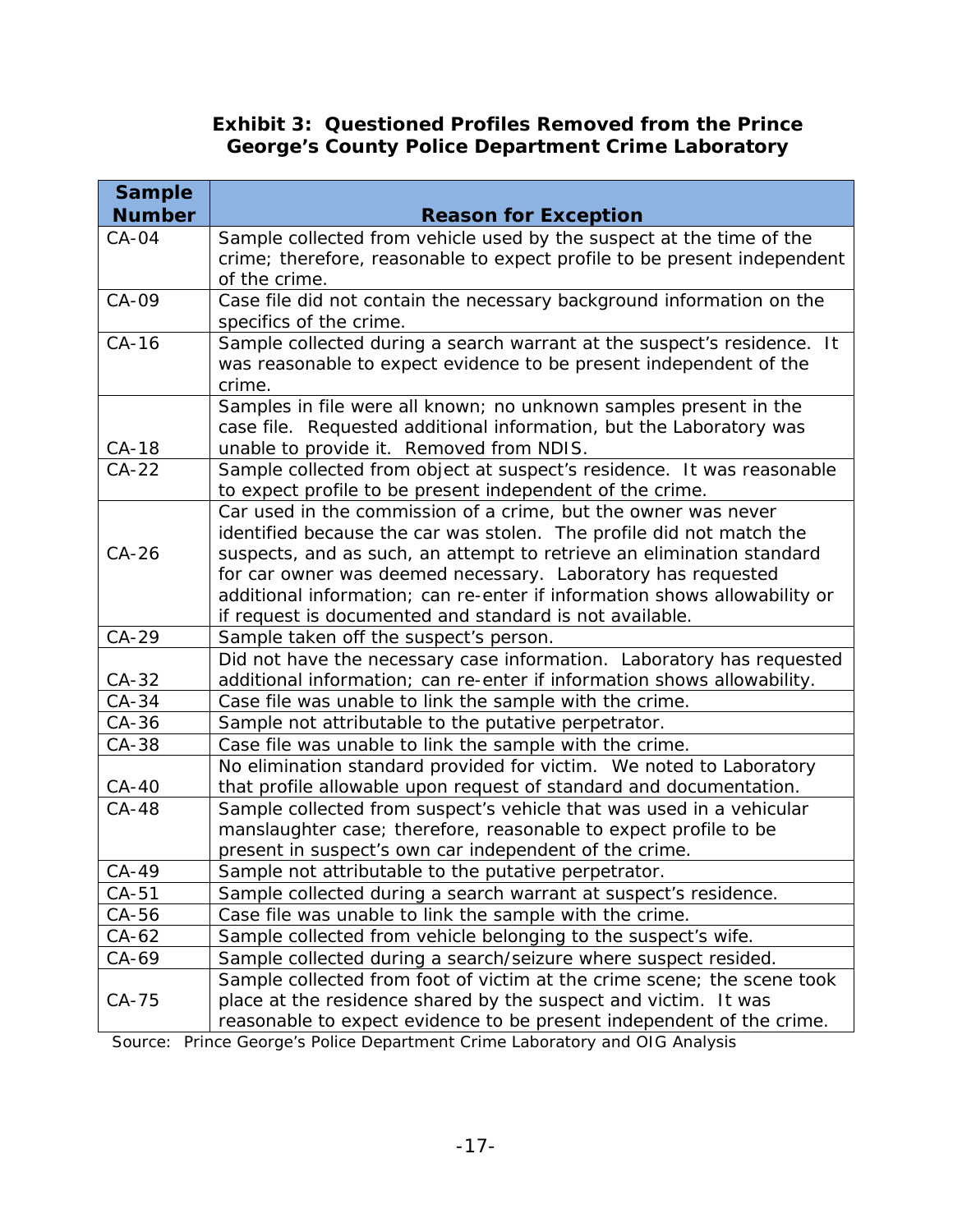**Exhibit 3: Questioned Profiles Removed from the Prince George's County Police Department Crime Laboratory**

| Sample Number | Reason for Exception |
| --- | --- |
| CA-04 | Sample collected from vehicle used by the suspect at the time of the crime; therefore, reasonable to expect profile to be present independent of the crime. |
| CA-09 | Case file did not contain the necessary background information on the specifics of the crime. |
| CA-16 | Sample collected during a search warrant at the suspect's residence. It was reasonable to expect evidence to be present independent of the crime. |
| CA-18 | Samples in file were all known; no unknown samples present in the case file. Requested additional information, but the Laboratory was unable to provide it. Removed from NDIS. |
| CA-22 | Sample collected from object at suspect's residence. It was reasonable to expect profile to be present independent of the crime. |
| CA-26 | Car used in the commission of a crime, but the owner was never identified because the car was stolen. The profile did not match the suspects, and as such, an attempt to retrieve an elimination standard for car owner was deemed necessary. Laboratory has requested additional information; can re-enter if information shows allowability or if request is documented and standard is not available. |
| CA-29 | Sample taken off the suspect's person. |
| CA-32 | Did not have the necessary case information. Laboratory has requested additional information; can re-enter if information shows allowability. |
| CA-34 | Case file was unable to link the sample with the crime. |
| CA-36 | Sample not attributable to the putative perpetrator. |
| CA-38 | Case file was unable to link the sample with the crime. |
| CA-40 | No elimination standard provided for victim. We noted to Laboratory that profile allowable upon request of standard and documentation. |
| CA-48 | Sample collected from suspect's vehicle that was used in a vehicular manslaughter case; therefore, reasonable to expect profile to be present in suspect's own car independent of the crime. |
| CA-49 | Sample not attributable to the putative perpetrator. |
| CA-51 | Sample collected during a search warrant at suspect's residence. |
| CA-56 | Case file was unable to link the sample with the crime. |
| CA-62 | Sample collected from vehicle belonging to the suspect's wife. |
| CA-69 | Sample collected during a search/seizure where suspect resided. |
| CA-75 | Sample collected from foot of victim at the crime scene; the scene took place at the residence shared by the suspect and victim. It was reasonable to expect evidence to be present independent of the crime. |

Source: Prince George's Police Department Crime Laboratory and OIG Analysis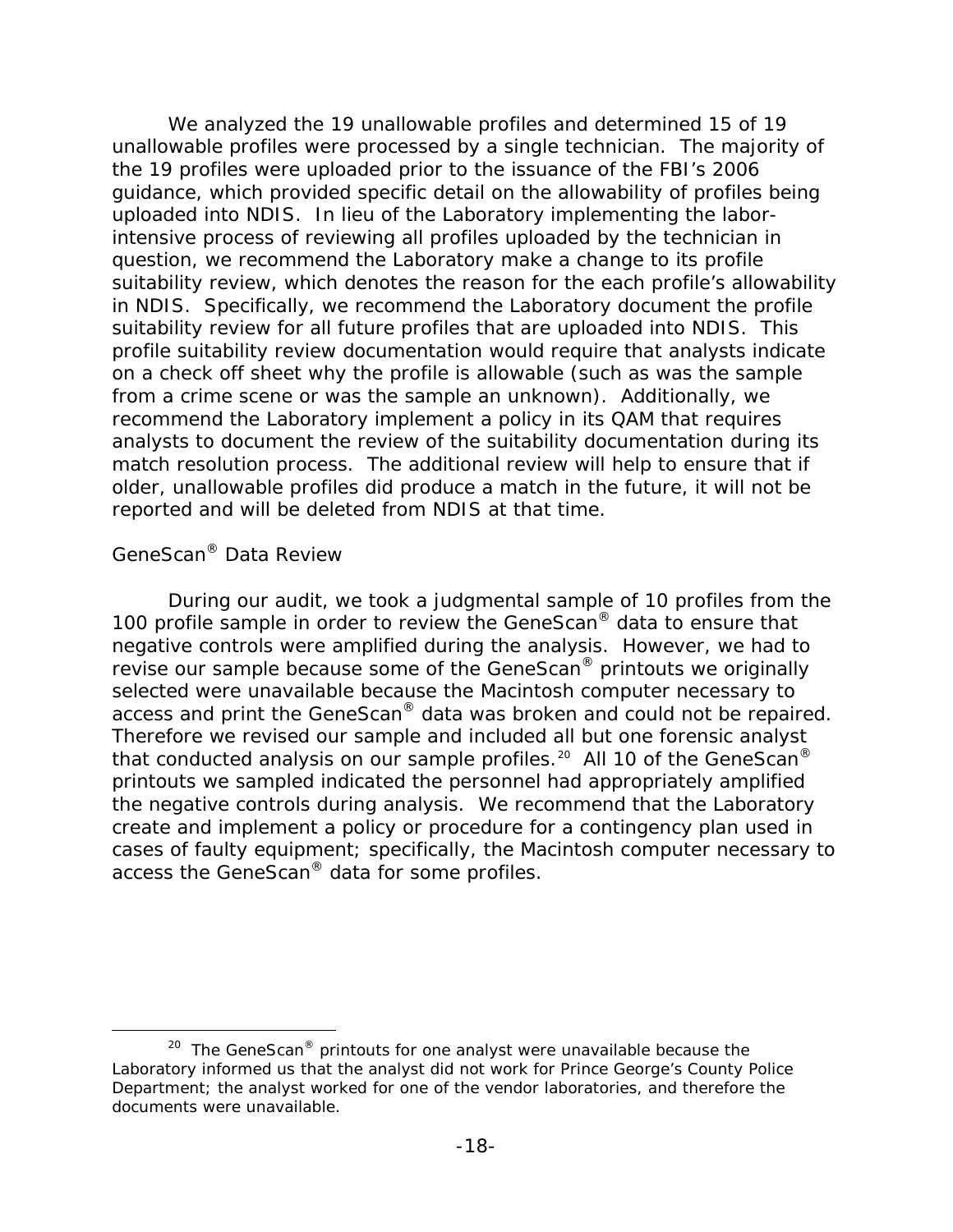We analyzed the 19 unallowable profiles and determined 15 of 19 unallowable profiles were processed by a single technician. The majority of the 19 profiles were uploaded prior to the issuance of the FBI's 2006 guidance, which provided specific detail on the allowability of profiles being uploaded into NDIS. In lieu of the Laboratory implementing the labor-intensive process of reviewing all profiles uploaded by the technician in question, we recommend the Laboratory make a change to its profile suitability review, which denotes the reason for the each profile's allowability in NDIS. Specifically, we recommend the Laboratory document the profile suitability review for all future profiles that are uploaded into NDIS. This profile suitability review documentation would require that analysts indicate on a check off sheet why the profile is allowable (such as was the sample from a crime scene or was the sample an unknown). Additionally, we recommend the Laboratory implement a policy in its QAM that requires analysts to document the review of the suitability documentation during its match resolution process. The additional review will help to ensure that if older, unallowable profiles did produce a match in the future, it will not be reported and will be deleted from NDIS at that time.

## GeneScan® Data Review

During our audit, we took a judgmental sample of 10 profiles from the 100 profile sample in order to review the GeneScan® data to ensure that negative controls were amplified during the analysis. However, we had to revise our sample because some of the GeneScan® printouts we originally selected were unavailable because the Macintosh computer necessary to access and print the GeneScan® data was broken and could not be repaired. Therefore we revised our sample and included all but one forensic analyst that conducted analysis on our sample profiles.[20] All 10 of the GeneScan® printouts we sampled indicated the personnel had appropriately amplified the negative controls during analysis. We recommend that the Laboratory create and implement a policy or procedure for a contingency plan used in cases of faulty equipment; specifically, the Macintosh computer necessary to access the GeneScan® data for some profiles.

---

[20] The GeneScan® printouts for one analyst were unavailable because the Laboratory informed us that the analyst did not work for Prince George's County Police Department; the analyst worked for one of the vendor laboratories, and therefore the documents were unavailable.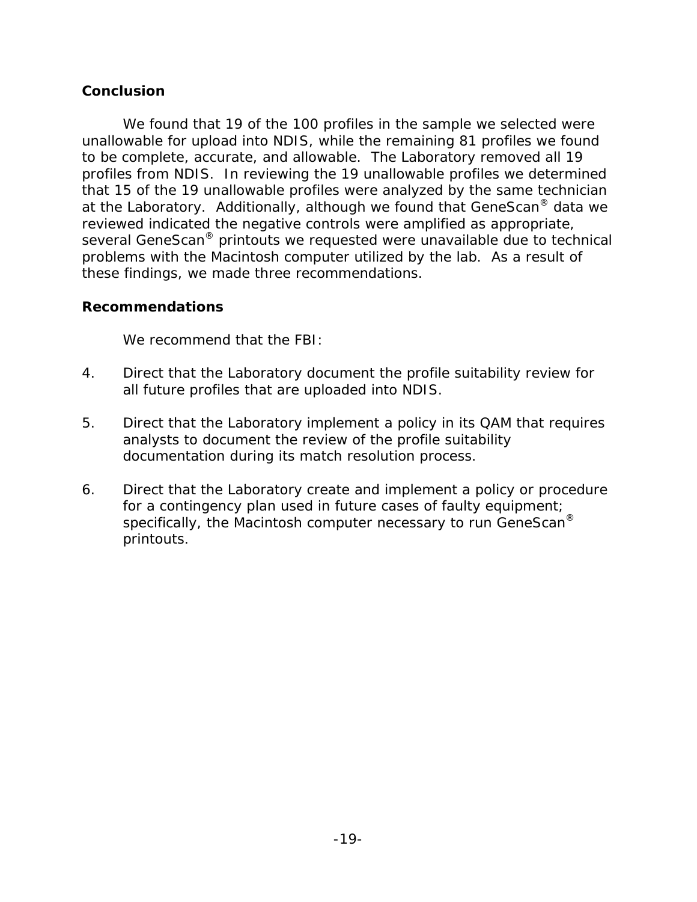### Conclusion

We found that 19 of the 100 profiles in the sample we selected were unallowable for upload into NDIS, while the remaining 81 profiles we found to be complete, accurate, and allowable. The Laboratory removed all 19 profiles from NDIS. In reviewing the 19 unallowable profiles we determined that 15 of the 19 unallowable profiles were analyzed by the same technician at the Laboratory. Additionally, although we found that GeneScan® data we reviewed indicated the negative controls were amplified as appropriate, several GeneScan® printouts we requested were unavailable due to technical problems with the Macintosh computer utilized by the lab. As a result of these findings, we made three recommendations.

### Recommendations

We recommend that the FBI:

4. Direct that the Laboratory document the profile suitability review for all future profiles that are uploaded into NDIS.

5. Direct that the Laboratory implement a policy in its QAM that requires analysts to document the review of the profile suitability documentation during its match resolution process.

6. Direct that the Laboratory create and implement a policy or procedure for a contingency plan used in future cases of faulty equipment; specifically, the Macintosh computer necessary to run GeneScan® printouts.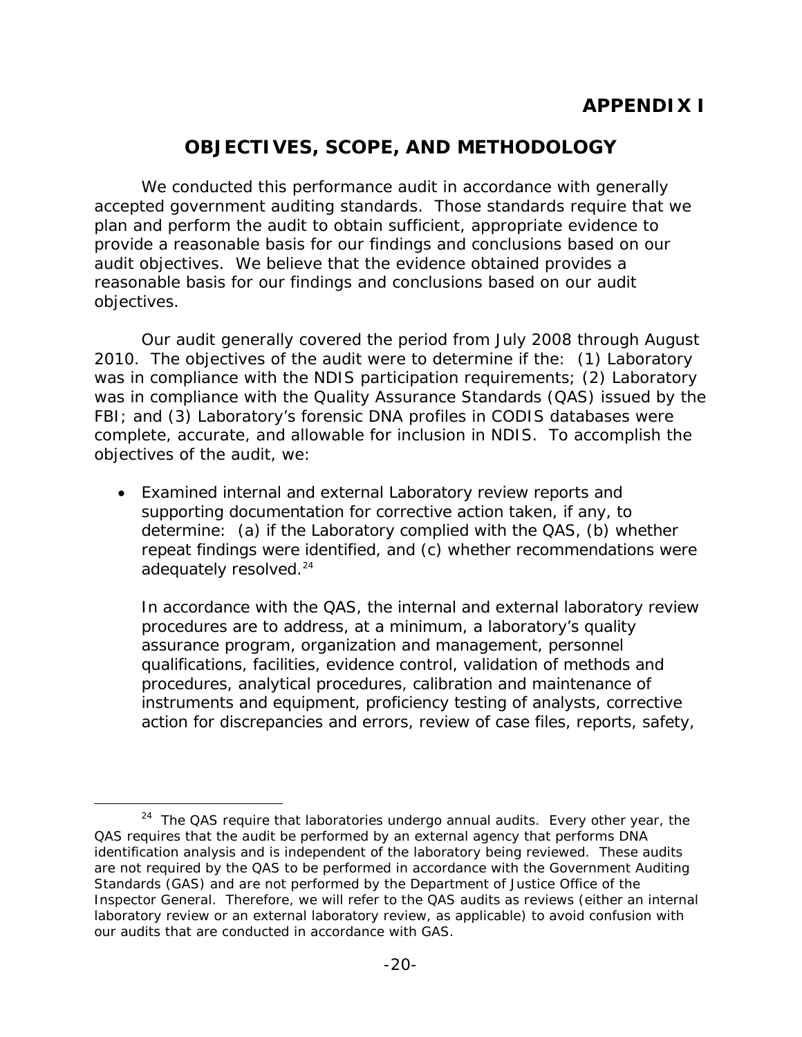# APPENDIX I

## OBJECTIVES, SCOPE, AND METHODOLOGY

We conducted this performance audit in accordance with generally accepted government auditing standards. Those standards require that we plan and perform the audit to obtain sufficient, appropriate evidence to provide a reasonable basis for our findings and conclusions based on our audit objectives. We believe that the evidence obtained provides a reasonable basis for our findings and conclusions based on our audit objectives.

Our audit generally covered the period from July 2008 through August 2010. The objectives of the audit were to determine if the: (1) Laboratory was in compliance with the NDIS participation requirements; (2) Laboratory was in compliance with the Quality Assurance Standards (QAS) issued by the FBI; and (3) Laboratory's forensic DNA profiles in CODIS databases were complete, accurate, and allowable for inclusion in NDIS. To accomplish the objectives of the audit, we:

- Examined internal and external Laboratory review reports and supporting documentation for corrective action taken, if any, to determine: (a) if the Laboratory complied with the QAS, (b) whether repeat findings were identified, and (c) whether recommendations were adequately resolved.[24]

  In accordance with the QAS, the internal and external laboratory review procedures are to address, at a minimum, a laboratory's quality assurance program, organization and management, personnel qualifications, facilities, evidence control, validation of methods and procedures, analytical procedures, calibration and maintenance of instruments and equipment, proficiency testing of analysts, corrective action for discrepancies and errors, review of case files, reports, safety,

[24] The QAS require that laboratories undergo annual audits. Every other year, the QAS requires that the audit be performed by an external agency that performs DNA identification analysis and is independent of the laboratory being reviewed. These audits are not required by the QAS to be performed in accordance with the Government Auditing Standards (GAS) and are not performed by the Department of Justice Office of the Inspector General. Therefore, we will refer to the QAS audits as reviews (either an internal laboratory review or an external laboratory review, as applicable) to avoid confusion with our audits that are conducted in accordance with GAS.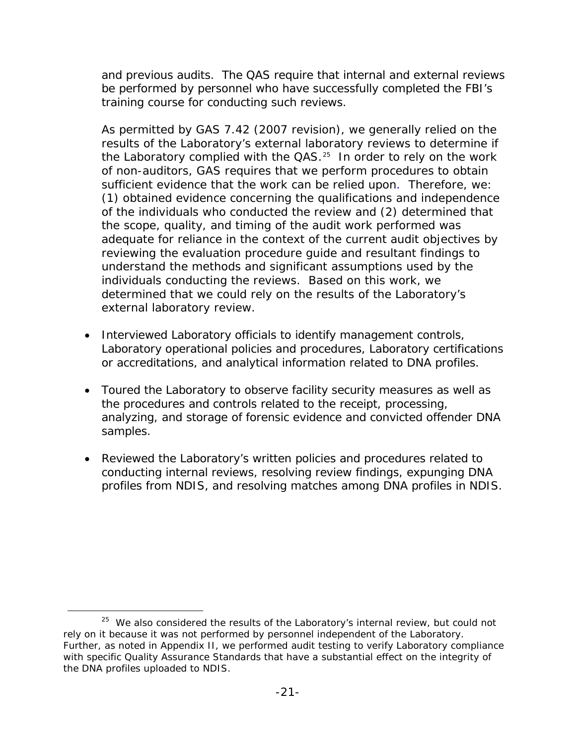and previous audits. The QAS require that internal and external reviews be performed by personnel who have successfully completed the FBI's training course for conducting such reviews.

As permitted by GAS 7.42 (2007 revision), we generally relied on the results of the Laboratory's external laboratory reviews to determine if the Laboratory complied with the QAS.[25] In order to rely on the work of non-auditors, GAS requires that we perform procedures to obtain sufficient evidence that the work can be relied upon. Therefore, we: (1) obtained evidence concerning the qualifications and independence of the individuals who conducted the review and (2) determined that the scope, quality, and timing of the audit work performed was adequate for reliance in the context of the current audit objectives by reviewing the evaluation procedure guide and resultant findings to understand the methods and significant assumptions used by the individuals conducting the reviews. Based on this work, we determined that we could rely on the results of the Laboratory's external laboratory review.

- Interviewed Laboratory officials to identify management controls, Laboratory operational policies and procedures, Laboratory certifications or accreditations, and analytical information related to DNA profiles.

- Toured the Laboratory to observe facility security measures as well as the procedures and controls related to the receipt, processing, analyzing, and storage of forensic evidence and convicted offender DNA samples.

- Reviewed the Laboratory's written policies and procedures related to conducting internal reviews, resolving review findings, expunging DNA profiles from NDIS, and resolving matches among DNA profiles in NDIS.

---

[25] We also considered the results of the Laboratory's internal review, but could not rely on it because it was not performed by personnel independent of the Laboratory. Further, as noted in Appendix II, we performed audit testing to verify Laboratory compliance with specific Quality Assurance Standards that have a substantial effect on the integrity of the DNA profiles uploaded to NDIS.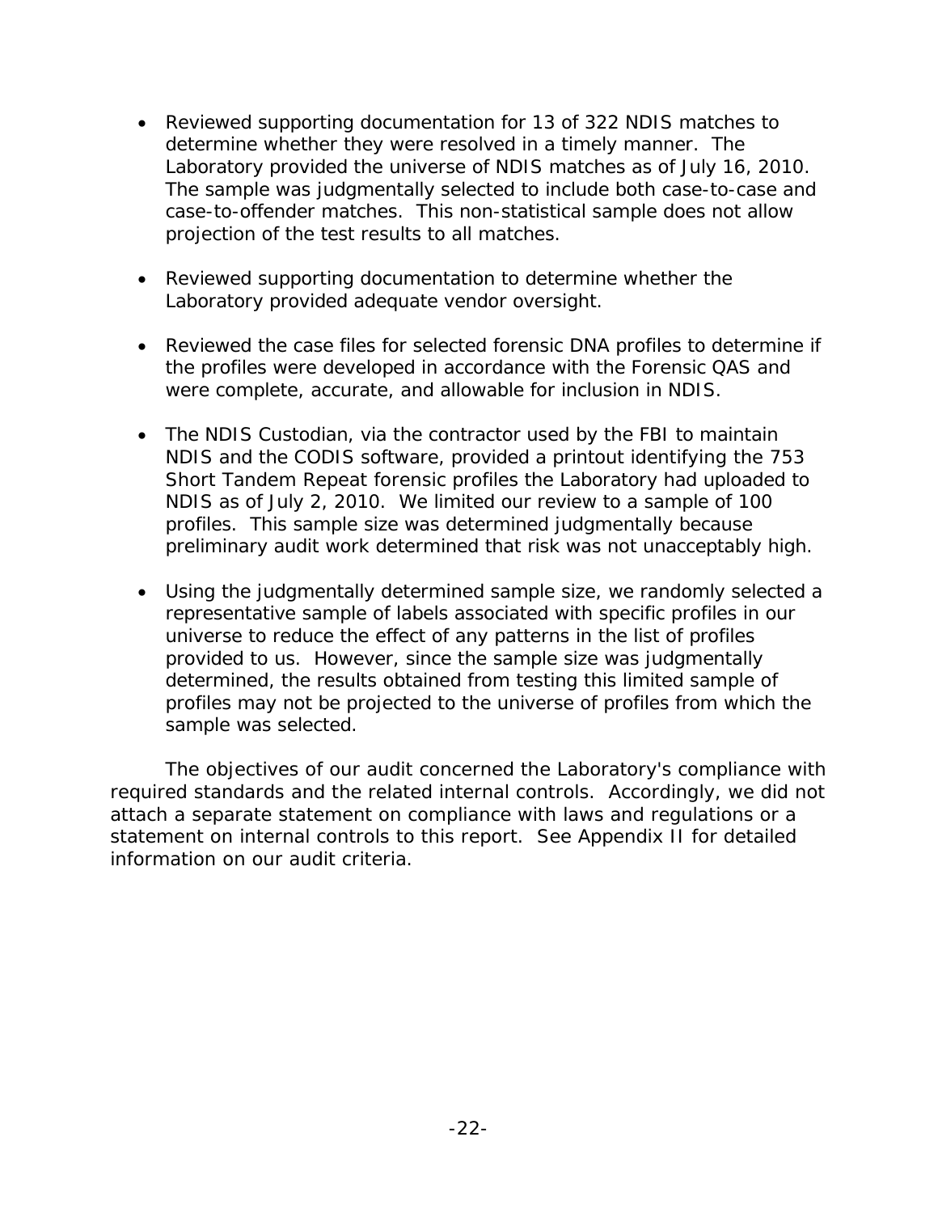- Reviewed supporting documentation for 13 of 322 NDIS matches to determine whether they were resolved in a timely manner. The Laboratory provided the universe of NDIS matches as of July 16, 2010. The sample was judgmentally selected to include both case-to-case and case-to-offender matches. This non-statistical sample does not allow projection of the test results to all matches.

- Reviewed supporting documentation to determine whether the Laboratory provided adequate vendor oversight.

- Reviewed the case files for selected forensic DNA profiles to determine if the profiles were developed in accordance with the Forensic QAS and were complete, accurate, and allowable for inclusion in NDIS.

- The NDIS Custodian, via the contractor used by the FBI to maintain NDIS and the CODIS software, provided a printout identifying the 753 Short Tandem Repeat forensic profiles the Laboratory had uploaded to NDIS as of July 2, 2010. We limited our review to a sample of 100 profiles. This sample size was determined judgmentally because preliminary audit work determined that risk was not unacceptably high.

- Using the judgmentally determined sample size, we randomly selected a representative sample of labels associated with specific profiles in our universe to reduce the effect of any patterns in the list of profiles provided to us. However, since the sample size was judgmentally determined, the results obtained from testing this limited sample of profiles may not be projected to the universe of profiles from which the sample was selected.

The objectives of our audit concerned the Laboratory's compliance with required standards and the related internal controls. Accordingly, we did not attach a separate statement on compliance with laws and regulations or a statement on internal controls to this report. See Appendix II for detailed information on our audit criteria.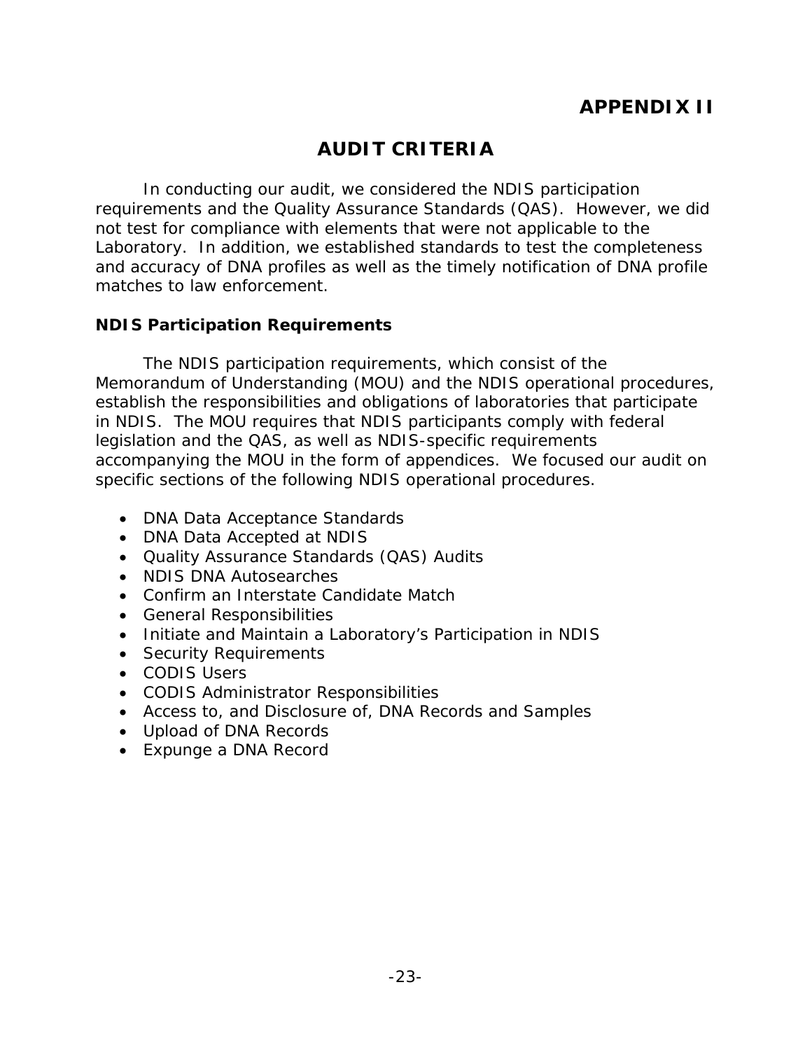# APPENDIX II

## AUDIT CRITERIA

In conducting our audit, we considered the NDIS participation requirements and the Quality Assurance Standards (QAS). However, we did not test for compliance with elements that were not applicable to the Laboratory. In addition, we established standards to test the completeness and accuracy of DNA profiles as well as the timely notification of DNA profile matches to law enforcement.

### NDIS Participation Requirements

The NDIS participation requirements, which consist of the Memorandum of Understanding (MOU) and the NDIS operational procedures, establish the responsibilities and obligations of laboratories that participate in NDIS. The MOU requires that NDIS participants comply with federal legislation and the QAS, as well as NDIS-specific requirements accompanying the MOU in the form of appendices. We focused our audit on specific sections of the following NDIS operational procedures.

- DNA Data Acceptance Standards
- DNA Data Accepted at NDIS
- Quality Assurance Standards (QAS) Audits
- NDIS DNA Autosearches
- Confirm an Interstate Candidate Match
- General Responsibilities
- Initiate and Maintain a Laboratory's Participation in NDIS
- Security Requirements
- CODIS Users
- CODIS Administrator Responsibilities
- Access to, and Disclosure of, DNA Records and Samples
- Upload of DNA Records
- Expunge a DNA Record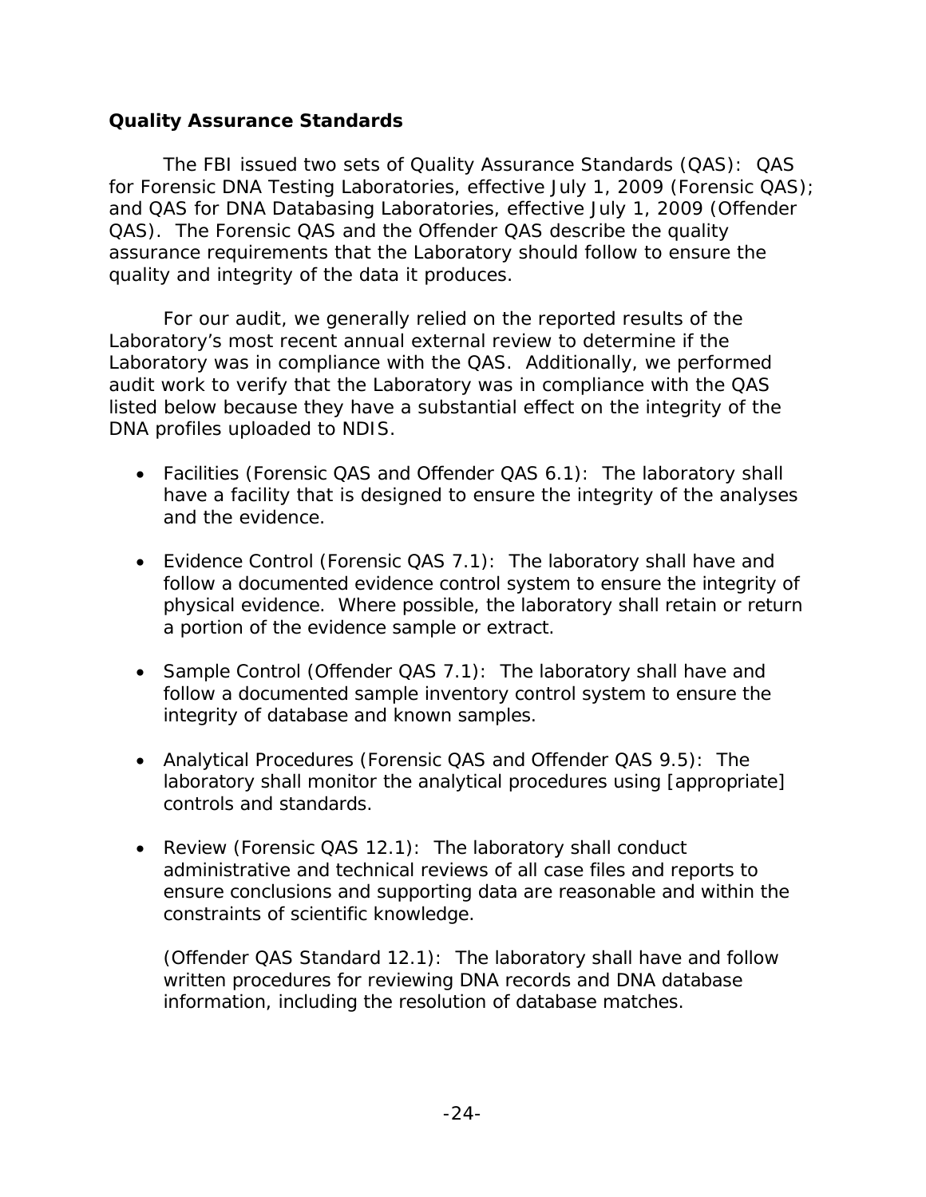## Quality Assurance Standards

The FBI issued two sets of Quality Assurance Standards (QAS): QAS for Forensic DNA Testing Laboratories, effective July 1, 2009 (Forensic QAS); and QAS for DNA Databasing Laboratories, effective July 1, 2009 (Offender QAS). The Forensic QAS and the Offender QAS describe the quality assurance requirements that the Laboratory should follow to ensure the quality and integrity of the data it produces.

For our audit, we generally relied on the reported results of the Laboratory's most recent annual external review to determine if the Laboratory was in compliance with the QAS. Additionally, we performed audit work to verify that the Laboratory was in compliance with the QAS listed below because they have a substantial effect on the integrity of the DNA profiles uploaded to NDIS.

- Facilities (Forensic QAS and Offender QAS 6.1): The laboratory shall have a facility that is designed to ensure the integrity of the analyses and the evidence.

- Evidence Control (Forensic QAS 7.1): The laboratory shall have and follow a documented evidence control system to ensure the integrity of physical evidence. Where possible, the laboratory shall retain or return a portion of the evidence sample or extract.

- Sample Control (Offender QAS 7.1): The laboratory shall have and follow a documented sample inventory control system to ensure the integrity of database and known samples.

- Analytical Procedures (Forensic QAS and Offender QAS 9.5): The laboratory shall monitor the analytical procedures using [appropriate] controls and standards.

- Review (Forensic QAS 12.1): The laboratory shall conduct administrative and technical reviews of all case files and reports to ensure conclusions and supporting data are reasonable and within the constraints of scientific knowledge.

  (Offender QAS Standard 12.1): The laboratory shall have and follow written procedures for reviewing DNA records and DNA database information, including the resolution of database matches.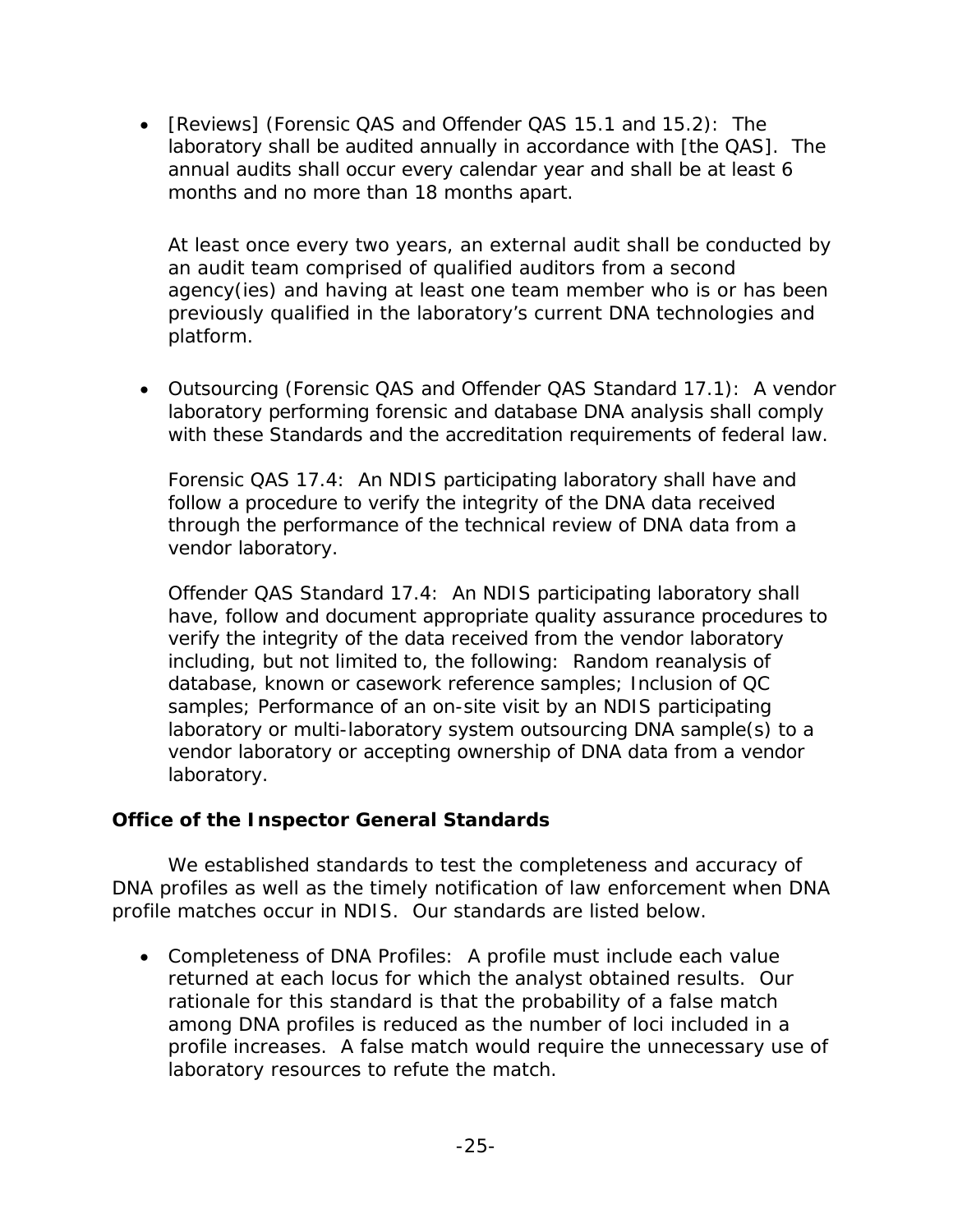- [Reviews] (Forensic QAS and Offender QAS 15.1 and 15.2): The laboratory shall be audited annually in accordance with [the QAS]. The annual audits shall occur every calendar year and shall be at least 6 months and no more than 18 months apart.

  At least once every two years, an external audit shall be conducted by an audit team comprised of qualified auditors from a second agency(ies) and having at least one team member who is or has been previously qualified in the laboratory's current DNA technologies and platform.

- Outsourcing (Forensic QAS and Offender QAS Standard 17.1): A vendor laboratory performing forensic and database DNA analysis shall comply with these Standards and the accreditation requirements of federal law.

  Forensic QAS 17.4: An NDIS participating laboratory shall have and follow a procedure to verify the integrity of the DNA data received through the performance of the technical review of DNA data from a vendor laboratory.

  Offender QAS Standard 17.4: An NDIS participating laboratory shall have, follow and document appropriate quality assurance procedures to verify the integrity of the data received from the vendor laboratory including, but not limited to, the following: Random reanalysis of database, known or casework reference samples; Inclusion of QC samples; Performance of an on-site visit by an NDIS participating laboratory or multi-laboratory system outsourcing DNA sample(s) to a vendor laboratory or accepting ownership of DNA data from a vendor laboratory.

### Office of the Inspector General Standards

We established standards to test the completeness and accuracy of DNA profiles as well as the timely notification of law enforcement when DNA profile matches occur in NDIS. Our standards are listed below.

- Completeness of DNA Profiles: A profile must include each value returned at each locus for which the analyst obtained results. Our rationale for this standard is that the probability of a false match among DNA profiles is reduced as the number of loci included in a profile increases. A false match would require the unnecessary use of laboratory resources to refute the match.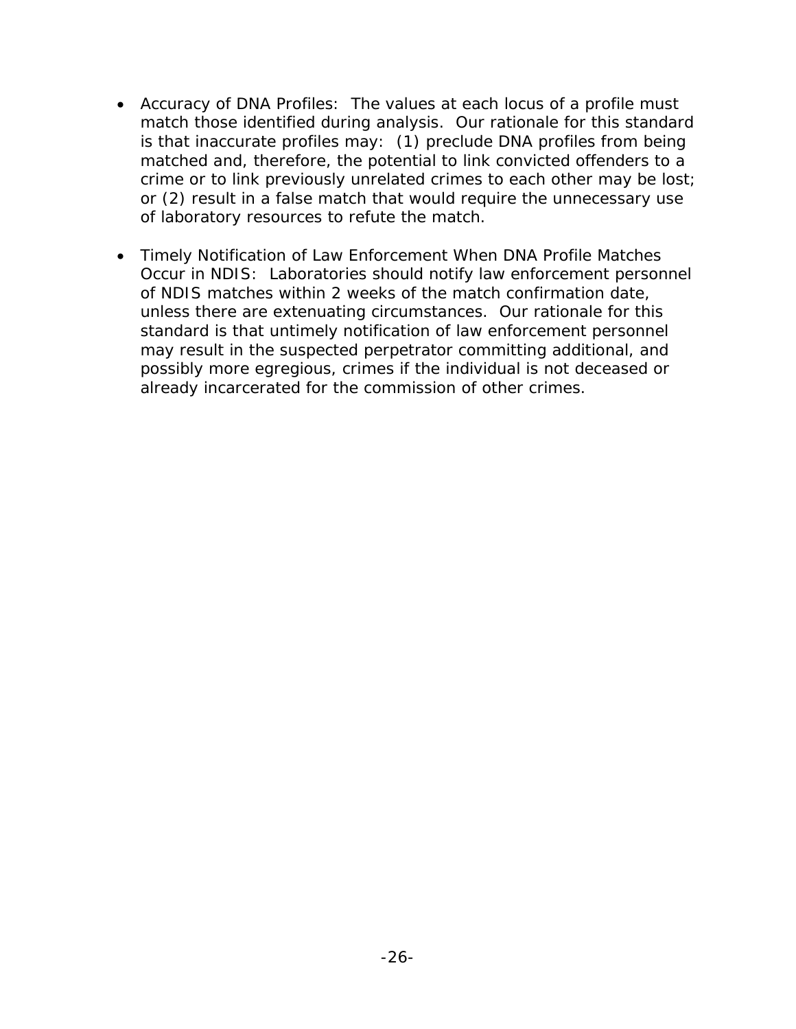- Accuracy of DNA Profiles: The values at each locus of a profile must match those identified during analysis. Our rationale for this standard is that inaccurate profiles may: (1) preclude DNA profiles from being matched and, therefore, the potential to link convicted offenders to a crime or to link previously unrelated crimes to each other may be lost; or (2) result in a false match that would require the unnecessary use of laboratory resources to refute the match.

- Timely Notification of Law Enforcement When DNA Profile Matches Occur in NDIS: Laboratories should notify law enforcement personnel of NDIS matches within 2 weeks of the match confirmation date, unless there are extenuating circumstances. Our rationale for this standard is that untimely notification of law enforcement personnel may result in the suspected perpetrator committing additional, and possibly more egregious, crimes if the individual is not deceased or already incarcerated for the commission of other crimes.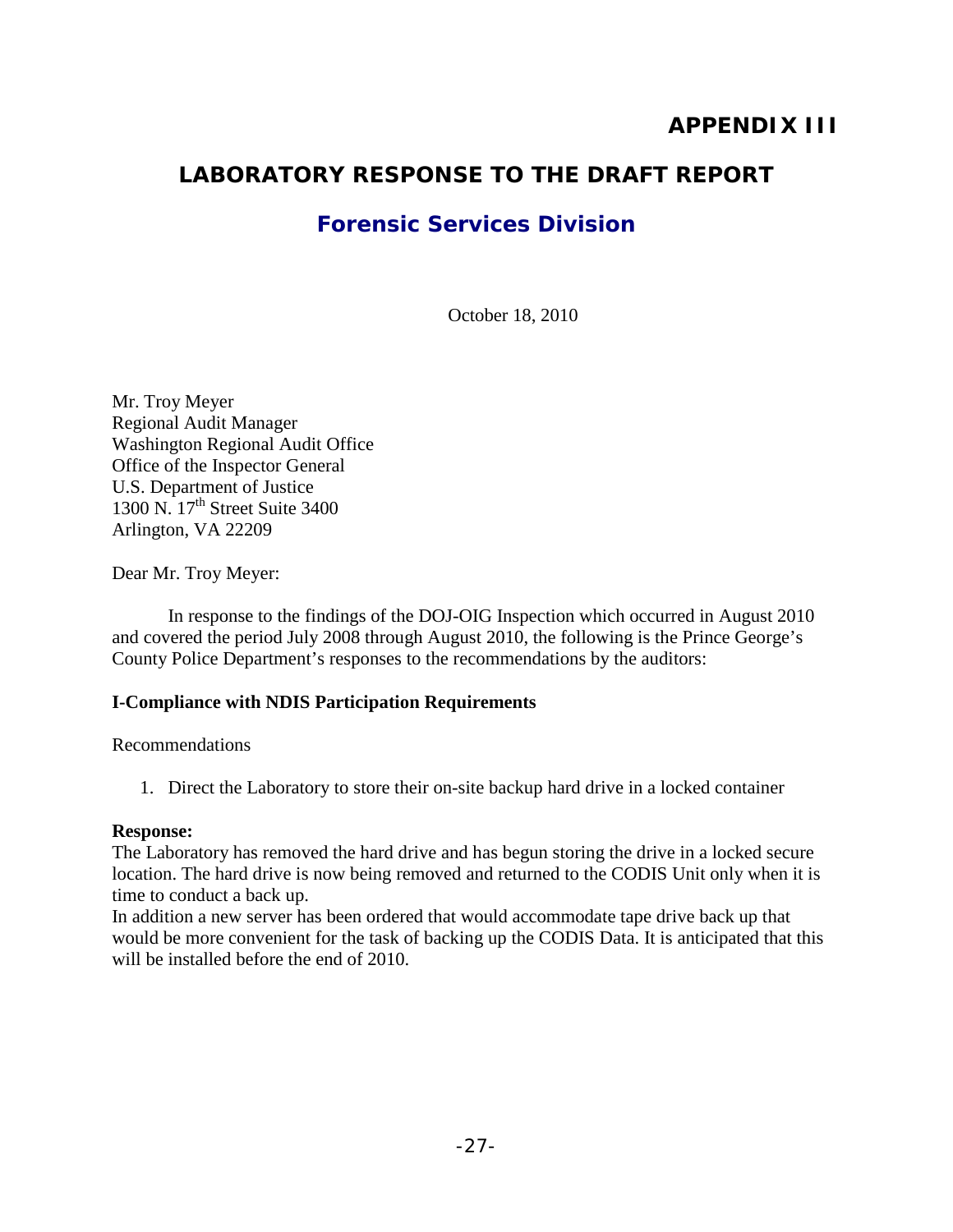# APPENDIX III

## LABORATORY RESPONSE TO THE DRAFT REPORT

### Forensic Services Division

October 18, 2010

Mr. Troy Meyer
Regional Audit Manager
Washington Regional Audit Office
Office of the Inspector General
U.S. Department of Justice
1300 N. 17th Street Suite 3400
Arlington, VA 22209

Dear Mr. Troy Meyer:

In response to the findings of the DOJ-OIG Inspection which occurred in August 2010 and covered the period July 2008 through August 2010, the following is the Prince George's County Police Department's responses to the recommendations by the auditors:

**I-Compliance with NDIS Participation Requirements**

Recommendations

1. Direct the Laboratory to store their on-site backup hard drive in a locked container

**Response:**
The Laboratory has removed the hard drive and has begun storing the drive in a locked secure location. The hard drive is now being removed and returned to the CODIS Unit only when it is time to conduct a back up.
In addition a new server has been ordered that would accommodate tape drive back up that would be more convenient for the task of backing up the CODIS Data. It is anticipated that this will be installed before the end of 2010.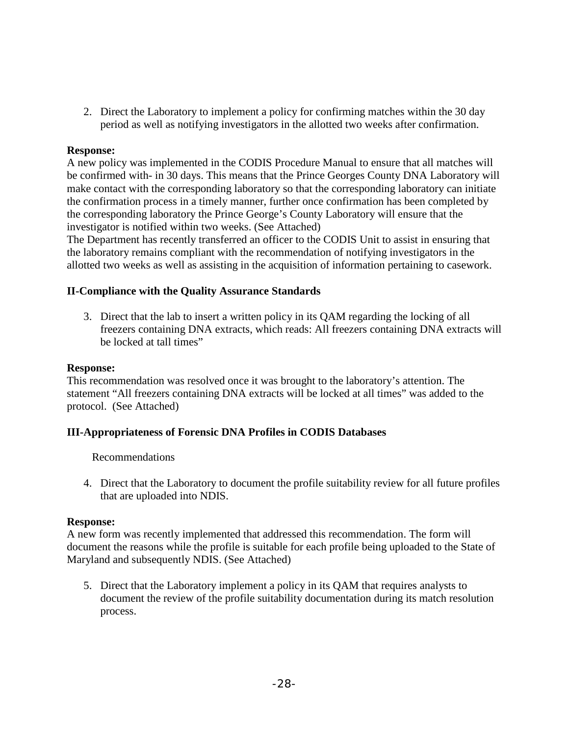2. Direct the Laboratory to implement a policy for confirming matches within the 30 day period as well as notifying investigators in the allotted two weeks after confirmation.

**Response:**
A new policy was implemented in the CODIS Procedure Manual to ensure that all matches will be confirmed with- in 30 days. This means that the Prince Georges County DNA Laboratory will make contact with the corresponding laboratory so that the corresponding laboratory can initiate the confirmation process in a timely manner, further once confirmation has been completed by the corresponding laboratory the Prince George's County Laboratory will ensure that the investigator is notified within two weeks. (See Attached)
The Department has recently transferred an officer to the CODIS Unit to assist in ensuring that the laboratory remains compliant with the recommendation of notifying investigators in the allotted two weeks as well as assisting in the acquisition of information pertaining to casework.

### II-Compliance with the Quality Assurance Standards

3. Direct that the lab to insert a written policy in its QAM regarding the locking of all freezers containing DNA extracts, which reads: All freezers containing DNA extracts will be locked at tall times"

**Response:**
This recommendation was resolved once it was brought to the laboratory's attention. The statement "All freezers containing DNA extracts will be locked at all times" was added to the protocol. (See Attached)

### III-Appropriateness of Forensic DNA Profiles in CODIS Databases

Recommendations

4. Direct that the Laboratory to document the profile suitability review for all future profiles that are uploaded into NDIS.

**Response:**
A new form was recently implemented that addressed this recommendation. The form will document the reasons while the profile is suitable for each profile being uploaded to the State of Maryland and subsequently NDIS. (See Attached)

5. Direct that the Laboratory implement a policy in its QAM that requires analysts to document the review of the profile suitability documentation during its match resolution process.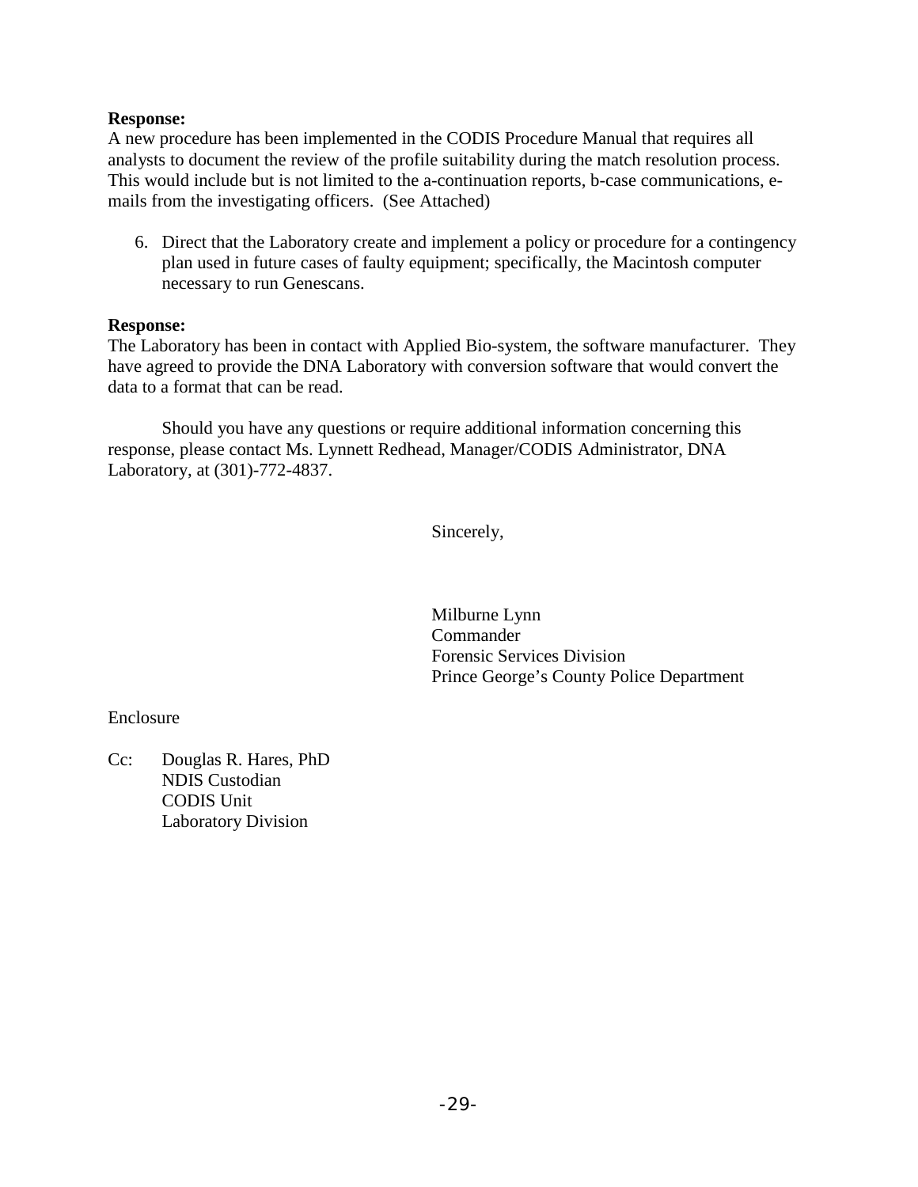**Response:**
A new procedure has been implemented in the CODIS Procedure Manual that requires all analysts to document the review of the profile suitability during the match resolution process. This would include but is not limited to the a-continuation reports, b-case communications, e-mails from the investigating officers. (See Attached)

6. Direct that the Laboratory create and implement a policy or procedure for a contingency plan used in future cases of faulty equipment; specifically, the Macintosh computer necessary to run Genescans.

**Response:**
The Laboratory has been in contact with Applied Bio-system, the software manufacturer. They have agreed to provide the DNA Laboratory with conversion software that would convert the data to a format that can be read.

Should you have any questions or require additional information concerning this response, please contact Ms. Lynnett Redhead, Manager/CODIS Administrator, DNA Laboratory, at (301)-772-4837.

Sincerely,

Milburne Lynn
Commander
Forensic Services Division
Prince George's County Police Department

Enclosure

Cc: Douglas R. Hares, PhD
NDIS Custodian
CODIS Unit
Laboratory Division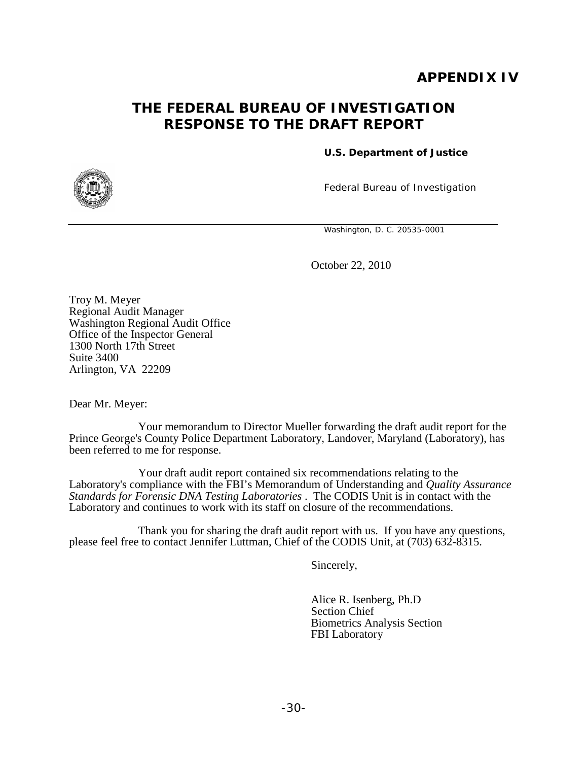# APPENDIX IV

## THE FEDERAL BUREAU OF INVESTIGATION RESPONSE TO THE DRAFT REPORT

**U.S. Department of Justice**

Federal Bureau of Investigation

Washington, D. C. 20535-0001

October 22, 2010

Troy M. Meyer
Regional Audit Manager
Washington Regional Audit Office
Office of the Inspector General
1300 North 17th Street
Suite 3400
Arlington, VA 22209

Dear Mr. Meyer:

Your memorandum to Director Mueller forwarding the draft audit report for the Prince George's County Police Department Laboratory, Landover, Maryland (Laboratory), has been referred to me for response.

Your draft audit report contained six recommendations relating to the Laboratory's compliance with the FBI's Memorandum of Understanding and *Quality Assurance Standards for Forensic DNA Testing Laboratories* . The CODIS Unit is in contact with the Laboratory and continues to work with its staff on closure of the recommendations.

Thank you for sharing the draft audit report with us. If you have any questions, please feel free to contact Jennifer Luttman, Chief of the CODIS Unit, at (703) 632-8315.

Sincerely,

Alice R. Isenberg, Ph.D
Section Chief
Biometrics Analysis Section
FBI Laboratory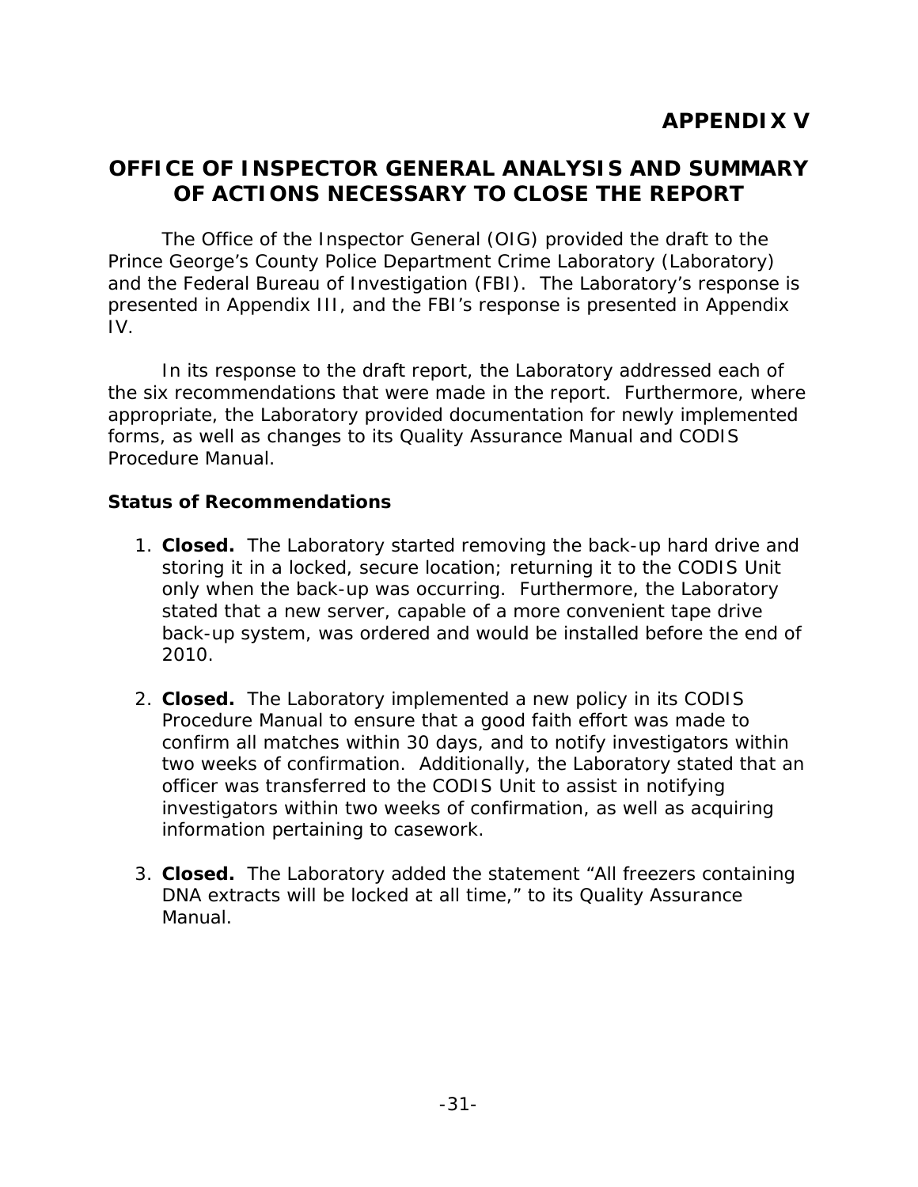# APPENDIX V

## OFFICE OF INSPECTOR GENERAL ANALYSIS AND SUMMARY OF ACTIONS NECESSARY TO CLOSE THE REPORT

The Office of the Inspector General (OIG) provided the draft to the Prince George's County Police Department Crime Laboratory (Laboratory) and the Federal Bureau of Investigation (FBI). The Laboratory's response is presented in Appendix III, and the FBI's response is presented in Appendix IV.

In its response to the draft report, the Laboratory addressed each of the six recommendations that were made in the report. Furthermore, where appropriate, the Laboratory provided documentation for newly implemented forms, as well as changes to its Quality Assurance Manual and CODIS Procedure Manual.

**Status of Recommendations**

1. **Closed.** The Laboratory started removing the back-up hard drive and storing it in a locked, secure location; returning it to the CODIS Unit only when the back-up was occurring. Furthermore, the Laboratory stated that a new server, capable of a more convenient tape drive back-up system, was ordered and would be installed before the end of 2010.

2. **Closed.** The Laboratory implemented a new policy in its CODIS Procedure Manual to ensure that a good faith effort was made to confirm all matches within 30 days, and to notify investigators within two weeks of confirmation. Additionally, the Laboratory stated that an officer was transferred to the CODIS Unit to assist in notifying investigators within two weeks of confirmation, as well as acquiring information pertaining to casework.

3. **Closed.** The Laboratory added the statement "All freezers containing DNA extracts will be locked at all time," to its Quality Assurance Manual.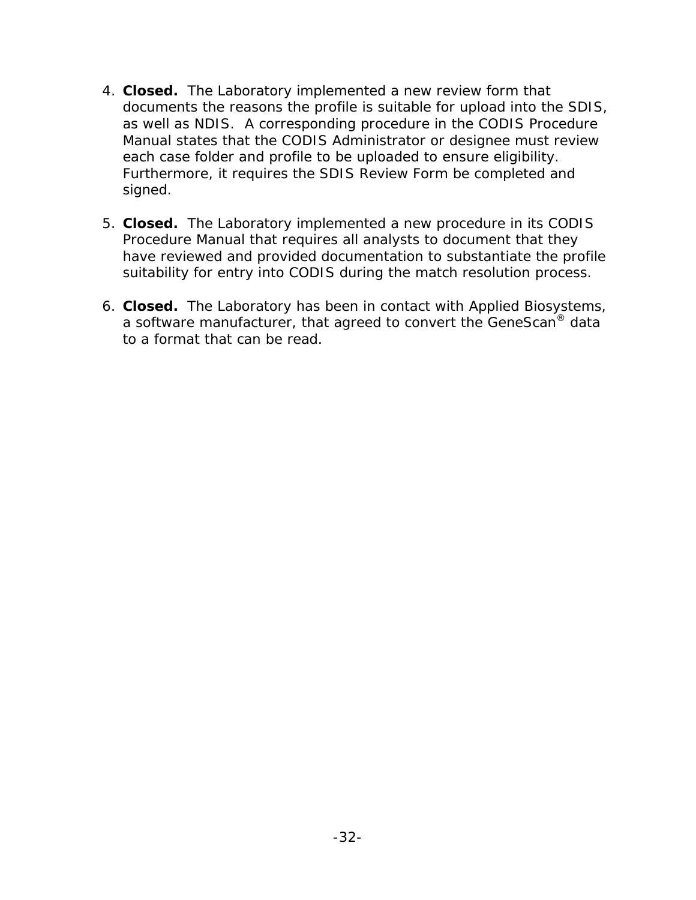4. **Closed.** The Laboratory implemented a new review form that documents the reasons the profile is suitable for upload into the SDIS, as well as NDIS. A corresponding procedure in the CODIS Procedure Manual states that the CODIS Administrator or designee must review each case folder and profile to be uploaded to ensure eligibility. Furthermore, it requires the SDIS Review Form be completed and signed.

5. **Closed.** The Laboratory implemented a new procedure in its CODIS Procedure Manual that requires all analysts to document that they have reviewed and provided documentation to substantiate the profile suitability for entry into CODIS during the match resolution process.

6. **Closed.** The Laboratory has been in contact with Applied Biosystems, a software manufacturer, that agreed to convert the GeneScan® data to a format that can be read.